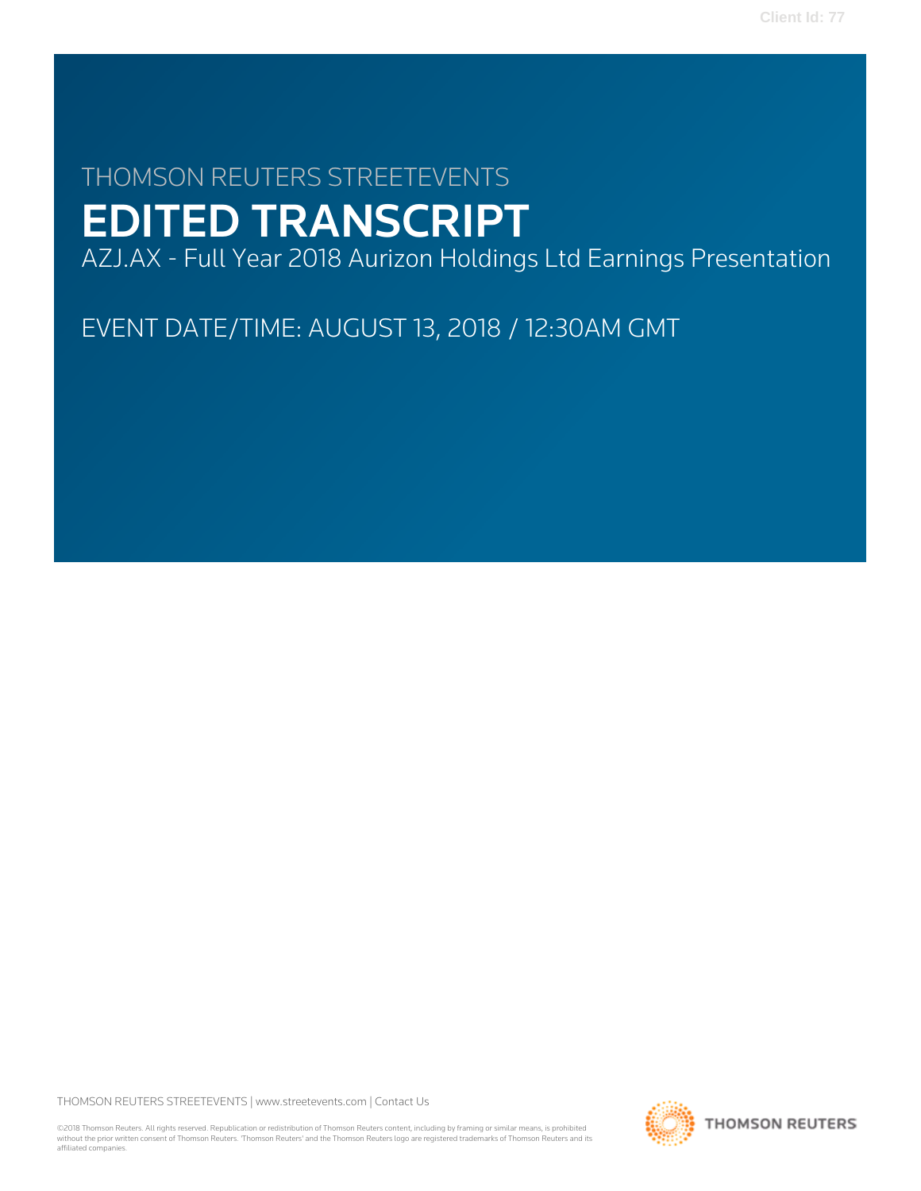Client Id: 77

THOMSON REUTERS STREETEVENTS

# EDITED TRANSCRIPT

AZJ.AX - Full Year 2018 Aurizon Holdings Ltd Earnings Presentation

EVENT DATE/TIME: AUGUST 13, 2018 / 12:30AM GMT

THOMSON REUTERS STREETEVENTS | www.streetevents.com | Contact Us

©2018 Thomson Reuters. All rights reserved. Republication or redistribution of Thomson Reuters content, including by framing or similar means, is prohibited without the prior written consent of Thomson Reuters. 'Thomson Reuters' and the Thomson Reuters logo are registered trademarks of Thomson Reuters and its affiliated companies.

THOMSON REUTERS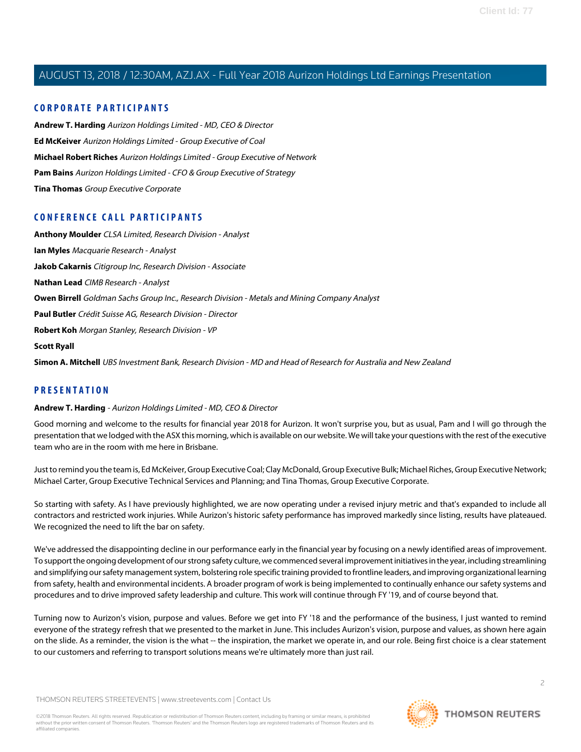## CORPORATE PARTICIPANTS

**Andrew T. Harding** *Aurizon Holdings Limited - MD, CEO & Director*

**Ed McKeiver** *Aurizon Holdings Limited - Group Executive of Coal*

**Michael Robert Riches** *Aurizon Holdings Limited - Group Executive of Network*

**Pam Bains** *Aurizon Holdings Limited - CFO & Group Executive of Strategy*

**Tina Thomas** *Group Executive Corporate*

## CONFERENCE CALL PARTICIPANTS

**Anthony Moulder** *CLSA Limited, Research Division - Analyst*

**Ian Myles** *Macquarie Research - Analyst*

**Jakob Cakarnis** *Citigroup Inc, Research Division - Associate*

**Nathan Lead** *CIMB Research - Analyst*

**Owen Birrell** *Goldman Sachs Group Inc., Research Division - Metals and Mining Company Analyst*

**Paul Butler** *Crédit Suisse AG, Research Division - Director*

**Robert Koh** *Morgan Stanley, Research Division - VP*

**Scott Ryall**

**Simon A. Mitchell** *UBS Investment Bank, Research Division - MD and Head of Research for Australia and New Zealand*

## PRESENTATION

**Andrew T. Harding** - *Aurizon Holdings Limited - MD, CEO & Director*

Good morning and welcome to the results for financial year 2018 for Aurizon. It won't surprise you, but as usual, Pam and I will go through the presentation that we lodged with the ASX this morning, which is available on our website. We will take your questions with the rest of the executive team who are in the room with me here in Brisbane.

Just to remind you the team is, Ed McKeiver, Group Executive Coal; Clay McDonald, Group Executive Bulk; Michael Riches, Group Executive Network; Michael Carter, Group Executive Technical Services and Planning; and Tina Thomas, Group Executive Corporate.

So starting with safety. As I have previously highlighted, we are now operating under a revised injury metric and that's expanded to include all contractors and restricted work injuries. While Aurizon's historic safety performance has improved markedly since listing, results have plateaued. We recognized the need to lift the bar on safety.

We've addressed the disappointing decline in our performance early in the financial year by focusing on a newly identified areas of improvement. To support the ongoing development of our strong safety culture, we commenced several improvement initiatives in the year, including streamlining and simplifying our safety management system, bolstering role specific training provided to frontline leaders, and improving organizational learning from safety, health and environmental incidents. A broader program of work is being implemented to continually enhance our safety systems and procedures and to drive improved safety leadership and culture. This work will continue through FY '19, and of course beyond that.

Turning now to Aurizon's vision, purpose and values. Before we get into FY '18 and the performance of the business, I just wanted to remind everyone of the strategy refresh that we presented to the market in June. This includes Aurizon's vision, purpose and values, as shown here again on the slide. As a reminder, the vision is the what -- the inspiration, the market we operate in, and our role. Being first choice is a clear statement to our customers and referring to transport solutions means we're ultimately more than just rail.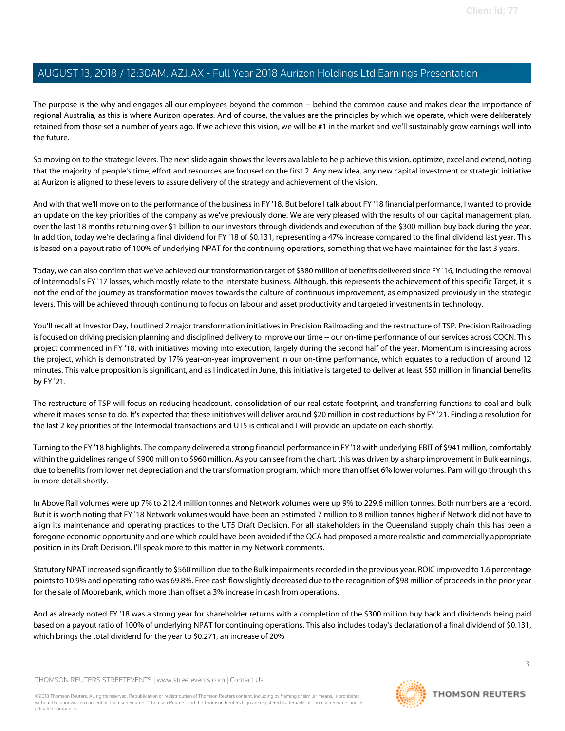The purpose is the why and engages all our employees beyond the common -- behind the common cause and makes clear the importance of regional Australia, as this is where Aurizon operates. And of course, the values are the principles by which we operate, which were deliberately retained from those set a number of years ago. If we achieve this vision, we will be #1 in the market and we'll sustainably grow earnings well into the future.

So moving on to the strategic levers. The next slide again shows the levers available to help achieve this vision, optimize, excel and extend, noting that the majority of people's time, effort and resources are focused on the first 2. Any new idea, any new capital investment or strategic initiative at Aurizon is aligned to these levers to assure delivery of the strategy and achievement of the vision.

And with that we'll move on to the performance of the business in FY '18. But before I talk about FY '18 financial performance, I wanted to provide an update on the key priorities of the company as we've previously done. We are very pleased with the results of our capital management plan, over the last 18 months returning over $1 billion to our investors through dividends and execution of the $300 million buy back during the year. In addition, today we're declaring a final dividend for FY '18 of $0.131, representing a 47% increase compared to the final dividend last year. This is based on a payout ratio of 100% of underlying NPAT for the continuing operations, something that we have maintained for the last 3 years.

Today, we can also confirm that we've achieved our transformation target of $380 million of benefits delivered since FY '16, including the removal of Intermodal's FY '17 losses, which mostly relate to the Interstate business. Although, this represents the achievement of this specific Target, it is not the end of the journey as transformation moves towards the culture of continuous improvement, as emphasized previously in the strategic levers. This will be achieved through continuing to focus on labour and asset productivity and targeted investments in technology.

You'll recall at Investor Day, I outlined 2 major transformation initiatives in Precision Railroading and the restructure of TSP. Precision Railroading is focused on driving precision planning and disciplined delivery to improve our time -- our on-time performance of our services across CQCN. This project commenced in FY '18, with initiatives moving into execution, largely during the second half of the year. Momentum is increasing across the project, which is demonstrated by 17% year-on-year improvement in our on-time performance, which equates to a reduction of around 12 minutes. This value proposition is significant, and as I indicated in June, this initiative is targeted to deliver at least $50 million in financial benefits by FY '21.

The restructure of TSP will focus on reducing headcount, consolidation of our real estate footprint, and transferring functions to coal and bulk where it makes sense to do. It's expected that these initiatives will deliver around $20 million in cost reductions by FY '21. Finding a resolution for the last 2 key priorities of the Intermodal transactions and UT5 is critical and I will provide an update on each shortly.

Turning to the FY '18 highlights. The company delivered a strong financial performance in FY '18 with underlying EBIT of $941 million, comfortably within the guidelines range of $900 million to $960 million. As you can see from the chart, this was driven by a sharp improvement in Bulk earnings, due to benefits from lower net depreciation and the transformation program, which more than offset 6% lower volumes. Pam will go through this in more detail shortly.

In Above Rail volumes were up 7% to 212.4 million tonnes and Network volumes were up 9% to 229.6 million tonnes. Both numbers are a record. But it is worth noting that FY '18 Network volumes would have been an estimated 7 million to 8 million tonnes higher if Network did not have to align its maintenance and operating practices to the UT5 Draft Decision. For all stakeholders in the Queensland supply chain this has been a foregone economic opportunity and one which could have been avoided if the QCA had proposed a more realistic and commercially appropriate position in its Draft Decision. I'll speak more to this matter in my Network comments.

Statutory NPAT increased significantly to $560 million due to the Bulk impairments recorded in the previous year. ROIC improved to 1.6 percentage points to 10.9% and operating ratio was 69.8%. Free cash flow slightly decreased due to the recognition of $98 million of proceeds in the prior year for the sale of Moorebank, which more than offset a 3% increase in cash from operations.

And as already noted FY '18 was a strong year for shareholder returns with a completion of the $300 million buy back and dividends being paid based on a payout ratio of 100% of underlying NPAT for continuing operations. This also includes today's declaration of a final dividend of $0.131, which brings the total dividend for the year to $0.271, an increase of 20%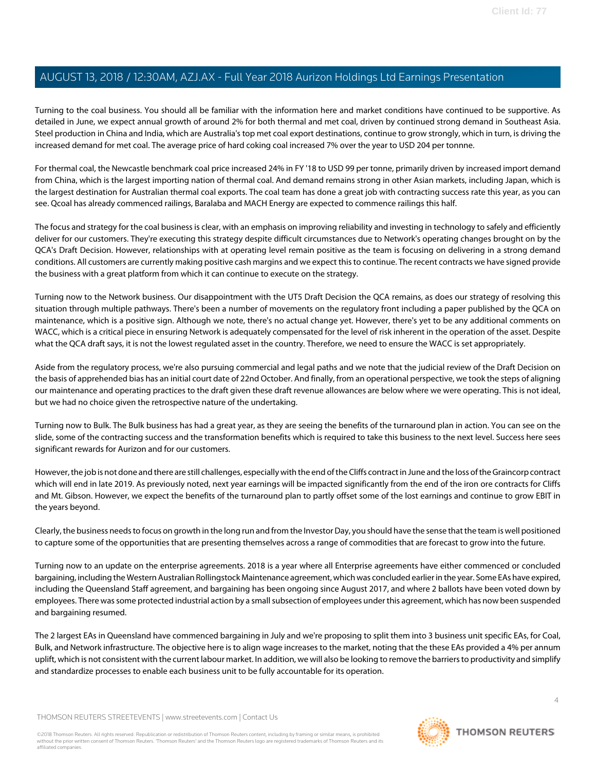Turning to the coal business. You should all be familiar with the information here and market conditions have continued to be supportive. As detailed in June, we expect annual growth of around 2% for both thermal and met coal, driven by continued strong demand in Southeast Asia. Steel production in China and India, which are Australia's top met coal export destinations, continue to grow strongly, which in turn, is driving the increased demand for met coal. The average price of hard coking coal increased 7% over the year to USD 204 per tonne.

For thermal coal, the Newcastle benchmark coal price increased 24% in FY '18 to USD 99 per tonne, primarily driven by increased import demand from China, which is the largest importing nation of thermal coal. And demand remains strong in other Asian markets, including Japan, which is the largest destination for Australian thermal coal exports. The coal team has done a great job with contracting success rate this year, as you can see. Qcoal has already commenced railings, Baralaba and MACH Energy are expected to commence railings this half.

The focus and strategy for the coal business is clear, with an emphasis on improving reliability and investing in technology to safely and efficiently deliver for our customers. They're executing this strategy despite difficult circumstances due to Network's operating changes brought on by the QCA's Draft Decision. However, relationships with at operating level remain positive as the team is focusing on delivering in a strong demand conditions. All customers are currently making positive cash margins and we expect this to continue. The recent contracts we have signed provide the business with a great platform from which it can continue to execute on the strategy.

Turning now to the Network business. Our disappointment with the UT5 Draft Decision the QCA remains, as does our strategy of resolving this situation through multiple pathways. There's been a number of movements on the regulatory front including a paper published by the QCA on maintenance, which is a positive sign. Although we note, there's no actual change yet. However, there's yet to be any additional comments on WACC, which is a critical piece in ensuring Network is adequately compensated for the level of risk inherent in the operation of the asset. Despite what the QCA draft says, it is not the lowest regulated asset in the country. Therefore, we need to ensure the WACC is set appropriately.

Aside from the regulatory process, we're also pursuing commercial and legal paths and we note that the judicial review of the Draft Decision on the basis of apprehended bias has an initial court date of 22nd October. And finally, from an operational perspective, we took the steps of aligning our maintenance and operating practices to the draft given these draft revenue allowances are below where we were operating. This is not ideal, but we had no choice given the retrospective nature of the undertaking.

Turning now to Bulk. The Bulk business has had a great year, as they are seeing the benefits of the turnaround plan in action. You can see on the slide, some of the contracting success and the transformation benefits which is required to take this business to the next level. Success here sees significant rewards for Aurizon and for our customers.

However, the job is not done and there are still challenges, especially with the end of the Cliffs contract in June and the loss of the Graincorp contract which will end in late 2019. As previously noted, next year earnings will be impacted significantly from the end of the iron ore contracts for Cliffs and Mt. Gibson. However, we expect the benefits of the turnaround plan to partly offset some of the lost earnings and continue to grow EBIT in the years beyond.

Clearly, the business needs to focus on growth in the long run and from the Investor Day, you should have the sense that the team is well positioned to capture some of the opportunities that are presenting themselves across a range of commodities that are forecast to grow into the future.

Turning now to an update on the enterprise agreements. 2018 is a year where all Enterprise agreements have either commenced or concluded bargaining, including the Western Australian Rollingstock Maintenance agreement, which was concluded earlier in the year. Some EAs have expired, including the Queensland Staff agreement, and bargaining has been ongoing since August 2017, and where 2 ballots have been voted down by employees. There was some protected industrial action by a small subsection of employees under this agreement, which has now been suspended and bargaining resumed.

The 2 largest EAs in Queensland have commenced bargaining in July and we're proposing to split them into 3 business unit specific EAs, for Coal, Bulk, and Network infrastructure. The objective here is to align wage increases to the market, noting that the these EAs provided a 4% per annum uplift, which is not consistent with the current labour market. In addition, we will also be looking to remove the barriers to productivity and simplify and standardize processes to enable each business unit to be fully accountable for its operation.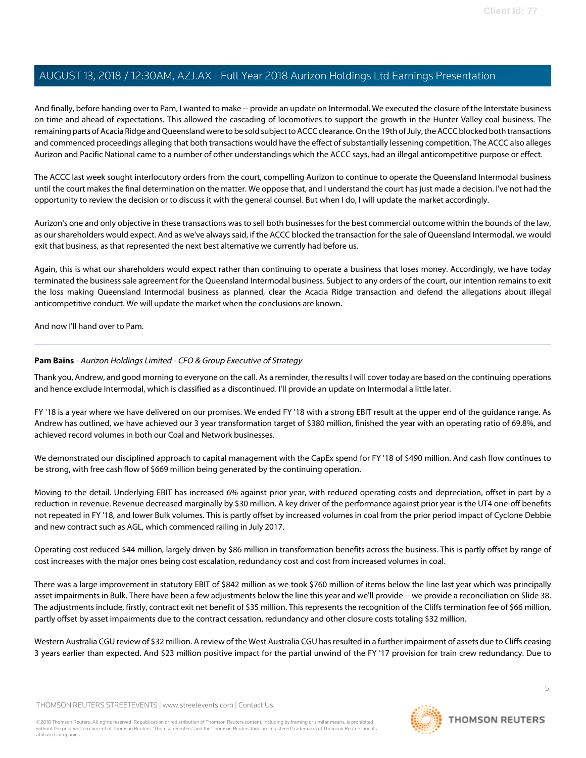And finally, before handing over to Pam, I wanted to make -- provide an update on Intermodal. We executed the closure of the Interstate business on time and ahead of expectations. This allowed the cascading of locomotives to support the growth in the Hunter Valley coal business. The remaining parts of Acacia Ridge and Queensland were to be sold subject to ACCC clearance. On the 19th of July, the ACCC blocked both transactions and commenced proceedings alleging that both transactions would have the effect of substantially lessening competition. The ACCC also alleges Aurizon and Pacific National came to a number of other understandings which the ACCC says, had an illegal anticompetitive purpose or effect.

The ACCC last week sought interlocutory orders from the court, compelling Aurizon to continue to operate the Queensland Intermodal business until the court makes the final determination on the matter. We oppose that, and I understand the court has just made a decision. I've not had the opportunity to review the decision or to discuss it with the general counsel. But when I do, I will update the market accordingly.

Aurizon's one and only objective in these transactions was to sell both businesses for the best commercial outcome within the bounds of the law, as our shareholders would expect. And as we've always said, if the ACCC blocked the transaction for the sale of Queensland Intermodal, we would exit that business, as that represented the next best alternative we currently had before us.

Again, this is what our shareholders would expect rather than continuing to operate a business that loses money. Accordingly, we have today terminated the business sale agreement for the Queensland Intermodal business. Subject to any orders of the court, our intention remains to exit the loss making Queensland Intermodal business as planned, clear the Acacia Ridge transaction and defend the allegations about illegal anticompetitive conduct. We will update the market when the conclusions are known.

And now I'll hand over to Pam.

---

**Pam Bains** - *Aurizon Holdings Limited - CFO & Group Executive of Strategy*

Thank you, Andrew, and good morning to everyone on the call. As a reminder, the results I will cover today are based on the continuing operations and hence exclude Intermodal, which is classified as a discontinued. I'll provide an update on Intermodal a little later.

FY '18 is a year where we have delivered on our promises. We ended FY '18 with a strong EBIT result at the upper end of the guidance range. As Andrew has outlined, we have achieved our 3 year transformation target of $380 million, finished the year with an operating ratio of 69.8%, and achieved record volumes in both our Coal and Network businesses.

We demonstrated our disciplined approach to capital management with the CapEx spend for FY '18 of $490 million. And cash flow continues to be strong, with free cash flow of $669 million being generated by the continuing operation.

Moving to the detail. Underlying EBIT has increased 6% against prior year, with reduced operating costs and depreciation, offset in part by a reduction in revenue. Revenue decreased marginally by $30 million. A key driver of the performance against prior year is the UT4 one-off benefits not repeated in FY '18, and lower Bulk volumes. This is partly offset by increased volumes in coal from the prior period impact of Cyclone Debbie and new contract such as AGL, which commenced railing in July 2017.

Operating cost reduced $44 million, largely driven by $86 million in transformation benefits across the business. This is partly offset by range of cost increases with the major ones being cost escalation, redundancy cost and cost from increased volumes in coal.

There was a large improvement in statutory EBIT of $842 million as we took $760 million of items below the line last year which was principally asset impairments in Bulk. There have been a few adjustments below the line this year and we'll provide -- we provide a reconciliation on Slide 38. The adjustments include, firstly, contract exit net benefit of $35 million. This represents the recognition of the Cliffs termination fee of $66 million, partly offset by asset impairments due to the contract cessation, redundancy and other closure costs totaling $32 million.

Western Australia CGU review of $32 million. A review of the West Australia CGU has resulted in a further impairment of assets due to Cliffs ceasing 3 years earlier than expected. And $23 million positive impact for the partial unwind of the FY '17 provision for train crew redundancy. Due to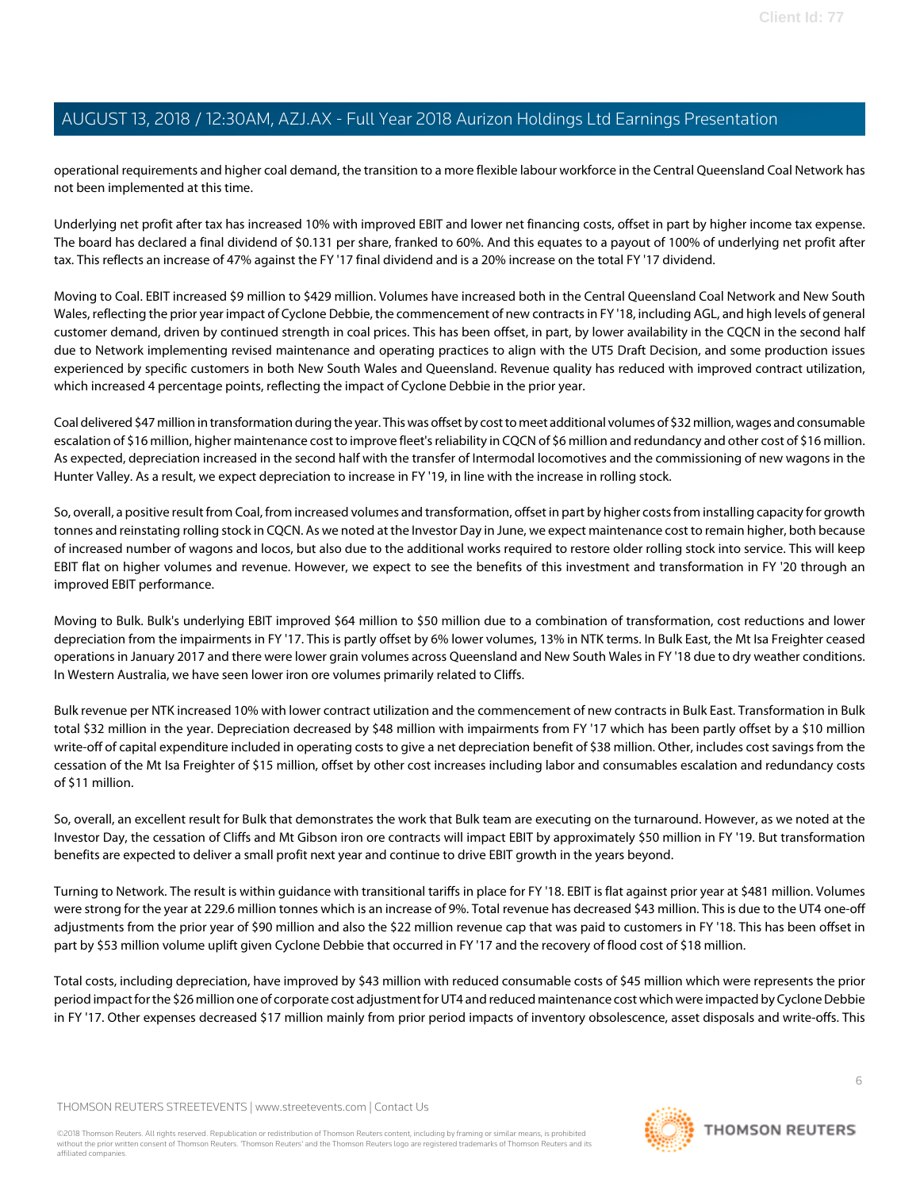operational requirements and higher coal demand, the transition to a more flexible labour workforce in the Central Queensland Coal Network has not been implemented at this time.

Underlying net profit after tax has increased 10% with improved EBIT and lower net financing costs, offset in part by higher income tax expense. The board has declared a final dividend of $0.131 per share, franked to 60%. And this equates to a payout of 100% of underlying net profit after tax. This reflects an increase of 47% against the FY '17 final dividend and is a 20% increase on the total FY '17 dividend.

Moving to Coal. EBIT increased $9 million to $429 million. Volumes have increased both in the Central Queensland Coal Network and New South Wales, reflecting the prior year impact of Cyclone Debbie, the commencement of new contracts in FY '18, including AGL, and high levels of general customer demand, driven by continued strength in coal prices. This has been offset, in part, by lower availability in the CQCN in the second half due to Network implementing revised maintenance and operating practices to align with the UT5 Draft Decision, and some production issues experienced by specific customers in both New South Wales and Queensland. Revenue quality has reduced with improved contract utilization, which increased 4 percentage points, reflecting the impact of Cyclone Debbie in the prior year.

Coal delivered $47 million in transformation during the year. This was offset by cost to meet additional volumes of $32 million, wages and consumable escalation of $16 million, higher maintenance cost to improve fleet's reliability in CQCN of $6 million and redundancy and other cost of $16 million. As expected, depreciation increased in the second half with the transfer of Intermodal locomotives and the commissioning of new wagons in the Hunter Valley. As a result, we expect depreciation to increase in FY '19, in line with the increase in rolling stock.

So, overall, a positive result from Coal, from increased volumes and transformation, offset in part by higher costs from installing capacity for growth tonnes and reinstating rolling stock in CQCN. As we noted at the Investor Day in June, we expect maintenance cost to remain higher, both because of increased number of wagons and locos, but also due to the additional works required to restore older rolling stock into service. This will keep EBIT flat on higher volumes and revenue. However, we expect to see the benefits of this investment and transformation in FY '20 through an improved EBIT performance.

Moving to Bulk. Bulk's underlying EBIT improved $64 million to $50 million due to a combination of transformation, cost reductions and lower depreciation from the impairments in FY '17. This is partly offset by 6% lower volumes, 13% in NTK terms. In Bulk East, the Mt Isa Freighter ceased operations in January 2017 and there were lower grain volumes across Queensland and New South Wales in FY '18 due to dry weather conditions. In Western Australia, we have seen lower iron ore volumes primarily related to Cliffs.

Bulk revenue per NTK increased 10% with lower contract utilization and the commencement of new contracts in Bulk East. Transformation in Bulk total $32 million in the year. Depreciation decreased by $48 million with impairments from FY '17 which has been partly offset by a $10 million write-off of capital expenditure included in operating costs to give a net depreciation benefit of $38 million. Other, includes cost savings from the cessation of the Mt Isa Freighter of $15 million, offset by other cost increases including labor and consumables escalation and redundancy costs of $11 million.

So, overall, an excellent result for Bulk that demonstrates the work that Bulk team are executing on the turnaround. However, as we noted at the Investor Day, the cessation of Cliffs and Mt Gibson iron ore contracts will impact EBIT by approximately $50 million in FY '19. But transformation benefits are expected to deliver a small profit next year and continue to drive EBIT growth in the years beyond.

Turning to Network. The result is within guidance with transitional tariffs in place for FY '18. EBIT is flat against prior year at $481 million. Volumes were strong for the year at 229.6 million tonnes which is an increase of 9%. Total revenue has decreased $43 million. This is due to the UT4 one-off adjustments from the prior year of $90 million and also the $22 million revenue cap that was paid to customers in FY '18. This has been offset in part by $53 million volume uplift given Cyclone Debbie that occurred in FY '17 and the recovery of flood cost of $18 million.

Total costs, including depreciation, have improved by $43 million with reduced consumable costs of $45 million which were represents the prior period impact for the $26 million one of corporate cost adjustment for UT4 and reduced maintenance cost which were impacted by Cyclone Debbie in FY '17. Other expenses decreased $17 million mainly from prior period impacts of inventory obsolescence, asset disposals and write-offs. This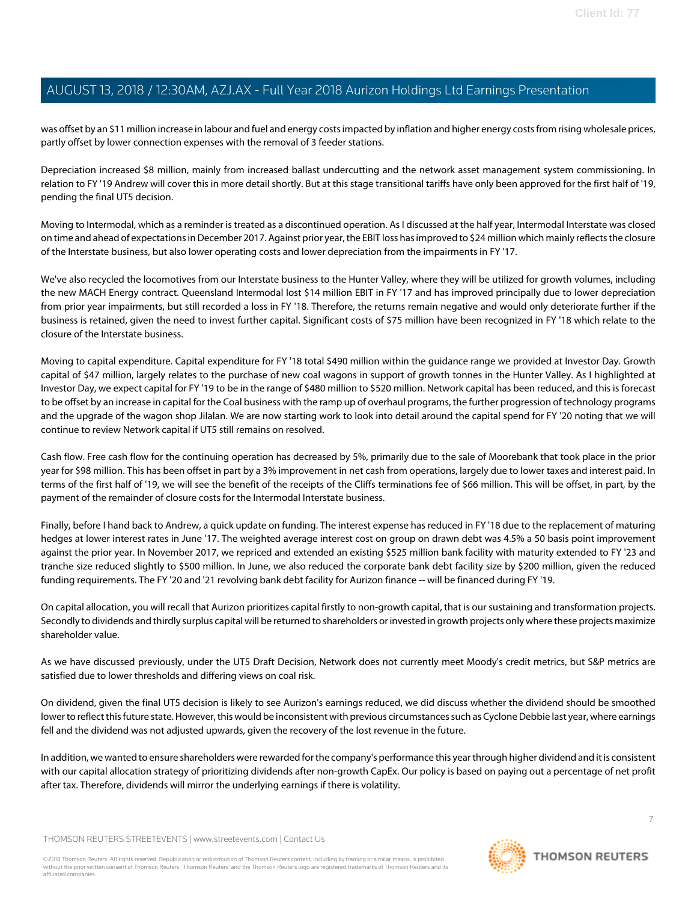was offset by an $11 million increase in labour and fuel and energy costs impacted by inflation and higher energy costs from rising wholesale prices, partly offset by lower connection expenses with the removal of 3 feeder stations.

Depreciation increased $8 million, mainly from increased ballast undercutting and the network asset management system commissioning. In relation to FY '19 Andrew will cover this in more detail shortly. But at this stage transitional tariffs have only been approved for the first half of '19, pending the final UT5 decision.

Moving to Intermodal, which as a reminder is treated as a discontinued operation. As I discussed at the half year, Intermodal Interstate was closed on time and ahead of expectations in December 2017. Against prior year, the EBIT loss has improved to $24 million which mainly reflects the closure of the Interstate business, but also lower operating costs and lower depreciation from the impairments in FY '17.

We've also recycled the locomotives from our Interstate business to the Hunter Valley, where they will be utilized for growth volumes, including the new MACH Energy contract. Queensland Intermodal lost $14 million EBIT in FY '17 and has improved principally due to lower depreciation from prior year impairments, but still recorded a loss in FY '18. Therefore, the returns remain negative and would only deteriorate further if the business is retained, given the need to invest further capital. Significant costs of $75 million have been recognized in FY '18 which relate to the closure of the Interstate business.

Moving to capital expenditure. Capital expenditure for FY '18 total $490 million within the guidance range we provided at Investor Day. Growth capital of $47 million, largely relates to the purchase of new coal wagons in support of growth tonnes in the Hunter Valley. As I highlighted at Investor Day, we expect capital for FY '19 to be in the range of $480 million to $520 million. Network capital has been reduced, and this is forecast to be offset by an increase in capital for the Coal business with the ramp up of overhaul programs, the further progression of technology programs and the upgrade of the wagon shop Jilalan. We are now starting work to look into detail around the capital spend for FY '20 noting that we will continue to review Network capital if UT5 still remains on resolved.

Cash flow. Free cash flow for the continuing operation has decreased by 5%, primarily due to the sale of Moorebank that took place in the prior year for $98 million. This has been offset in part by a 3% improvement in net cash from operations, largely due to lower taxes and interest paid. In terms of the first half of '19, we will see the benefit of the receipts of the Cliffs terminations fee of $66 million. This will be offset, in part, by the payment of the remainder of closure costs for the Intermodal Interstate business.

Finally, before I hand back to Andrew, a quick update on funding. The interest expense has reduced in FY '18 due to the replacement of maturing hedges at lower interest rates in June '17. The weighted average interest cost on group on drawn debt was 4.5% a 50 basis point improvement against the prior year. In November 2017, we repriced and extended an existing $525 million bank facility with maturity extended to FY '23 and tranche size reduced slightly to $500 million. In June, we also reduced the corporate bank debt facility size by $200 million, given the reduced funding requirements. The FY '20 and '21 revolving bank debt facility for Aurizon finance -- will be financed during FY '19.

On capital allocation, you will recall that Aurizon prioritizes capital firstly to non-growth capital, that is our sustaining and transformation projects. Secondly to dividends and thirdly surplus capital will be returned to shareholders or invested in growth projects only where these projects maximize shareholder value.

As we have discussed previously, under the UT5 Draft Decision, Network does not currently meet Moody's credit metrics, but S&P metrics are satisfied due to lower thresholds and differing views on coal risk.

On dividend, given the final UT5 decision is likely to see Aurizon's earnings reduced, we did discuss whether the dividend should be smoothed lower to reflect this future state. However, this would be inconsistent with previous circumstances such as Cyclone Debbie last year, where earnings fell and the dividend was not adjusted upwards, given the recovery of the lost revenue in the future.

In addition, we wanted to ensure shareholders were rewarded for the company's performance this year through higher dividend and it is consistent with our capital allocation strategy of prioritizing dividends after non-growth CapEx. Our policy is based on paying out a percentage of net profit after tax. Therefore, dividends will mirror the underlying earnings if there is volatility.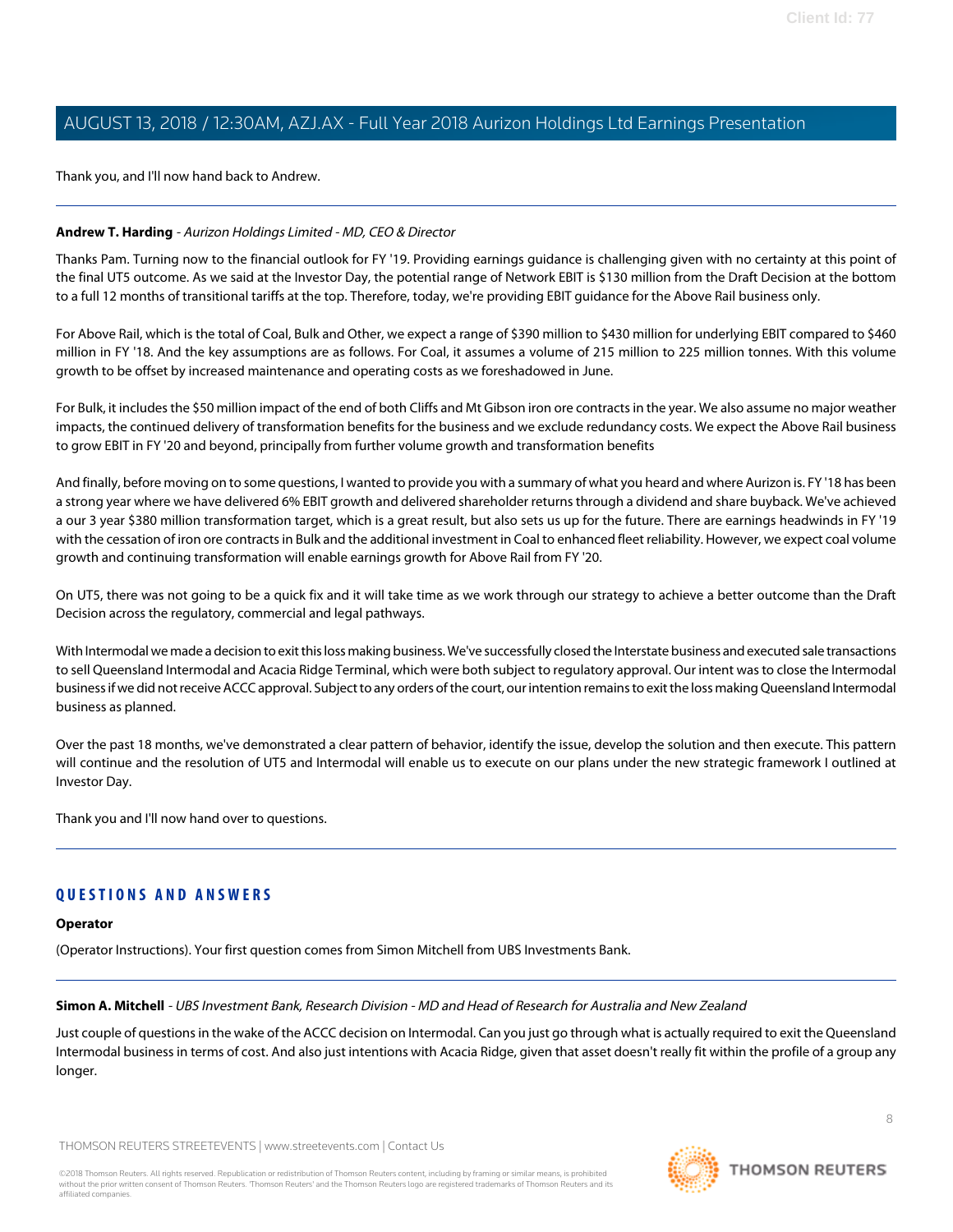Thank you, and I'll now hand back to Andrew.

---

**Andrew T. Harding** - *Aurizon Holdings Limited - MD, CEO & Director*

Thanks Pam. Turning now to the financial outlook for FY '19. Providing earnings guidance is challenging given with no certainty at this point of the final UT5 outcome. As we said at the Investor Day, the potential range of Network EBIT is $130 million from the Draft Decision at the bottom to a full 12 months of transitional tariffs at the top. Therefore, today, we're providing EBIT guidance for the Above Rail business only.

For Above Rail, which is the total of Coal, Bulk and Other, we expect a range of $390 million to $430 million for underlying EBIT compared to $460 million in FY '18. And the key assumptions are as follows. For Coal, it assumes a volume of 215 million to 225 million tonnes. With this volume growth to be offset by increased maintenance and operating costs as we foreshadowed in June.

For Bulk, it includes the $50 million impact of the end of both Cliffs and Mt Gibson iron ore contracts in the year. We also assume no major weather impacts, the continued delivery of transformation benefits for the business and we exclude redundancy costs. We expect the Above Rail business to grow EBIT in FY '20 and beyond, principally from further volume growth and transformation benefits

And finally, before moving on to some questions, I wanted to provide you with a summary of what you heard and where Aurizon is. FY '18 has been a strong year where we have delivered 6% EBIT growth and delivered shareholder returns through a dividend and share buyback. We've achieved a our 3 year $380 million transformation target, which is a great result, but also sets us up for the future. There are earnings headwinds in FY '19 with the cessation of iron ore contracts in Bulk and the additional investment in Coal to enhanced fleet reliability. However, we expect coal volume growth and continuing transformation will enable earnings growth for Above Rail from FY '20.

On UT5, there was not going to be a quick fix and it will take time as we work through our strategy to achieve a better outcome than the Draft Decision across the regulatory, commercial and legal pathways.

With Intermodal we made a decision to exit this loss making business. We've successfully closed the Interstate business and executed sale transactions to sell Queensland Intermodal and Acacia Ridge Terminal, which were both subject to regulatory approval. Our intent was to close the Intermodal business if we did not receive ACCC approval. Subject to any orders of the court, our intention remains to exit the loss making Queensland Intermodal business as planned.

Over the past 18 months, we've demonstrated a clear pattern of behavior, identify the issue, develop the solution and then execute. This pattern will continue and the resolution of UT5 and Intermodal will enable us to execute on our plans under the new strategic framework I outlined at Investor Day.

Thank you and I'll now hand over to questions.

---

## QUESTIONS AND ANSWERS

**Operator**

(Operator Instructions). Your first question comes from Simon Mitchell from UBS Investments Bank.

---

**Simon A. Mitchell** - *UBS Investment Bank, Research Division - MD and Head of Research for Australia and New Zealand*

Just couple of questions in the wake of the ACCC decision on Intermodal. Can you just go through what is actually required to exit the Queensland Intermodal business in terms of cost. And also just intentions with Acacia Ridge, given that asset doesn't really fit within the profile of a group any longer.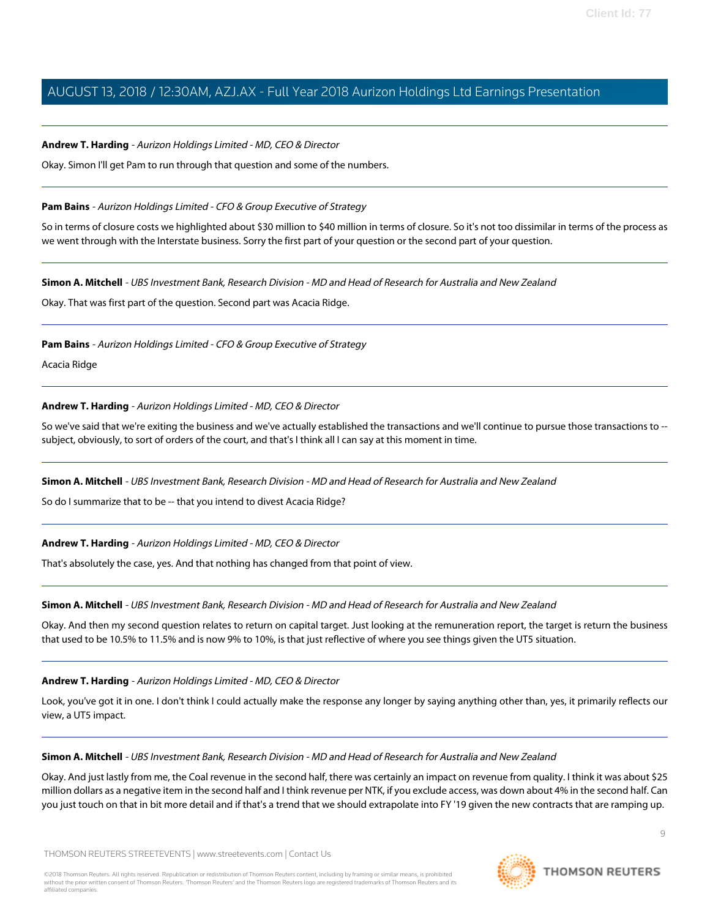**Andrew T. Harding** - *Aurizon Holdings Limited - MD, CEO & Director*

Okay. Simon I'll get Pam to run through that question and some of the numbers.

---

**Pam Bains** - *Aurizon Holdings Limited - CFO & Group Executive of Strategy*

So in terms of closure costs we highlighted about $30 million to $40 million in terms of closure. So it's not too dissimilar in terms of the process as we went through with the Interstate business. Sorry the first part of your question or the second part of your question.

---

**Simon A. Mitchell** - *UBS Investment Bank, Research Division - MD and Head of Research for Australia and New Zealand*

Okay. That was first part of the question. Second part was Acacia Ridge.

---

**Pam Bains** - *Aurizon Holdings Limited - CFO & Group Executive of Strategy*

Acacia Ridge

---

**Andrew T. Harding** - *Aurizon Holdings Limited - MD, CEO & Director*

So we've said that we're exiting the business and we've actually established the transactions and we'll continue to pursue those transactions to -- subject, obviously, to sort of orders of the court, and that's I think all I can say at this moment in time.

---

**Simon A. Mitchell** - *UBS Investment Bank, Research Division - MD and Head of Research for Australia and New Zealand*

So do I summarize that to be -- that you intend to divest Acacia Ridge?

---

**Andrew T. Harding** - *Aurizon Holdings Limited - MD, CEO & Director*

That's absolutely the case, yes. And that nothing has changed from that point of view.

---

**Simon A. Mitchell** - *UBS Investment Bank, Research Division - MD and Head of Research for Australia and New Zealand*

Okay. And then my second question relates to return on capital target. Just looking at the remuneration report, the target is return the business that used to be 10.5% to 11.5% and is now 9% to 10%, is that just reflective of where you see things given the UT5 situation.

---

**Andrew T. Harding** - *Aurizon Holdings Limited - MD, CEO & Director*

Look, you've got it in one. I don't think I could actually make the response any longer by saying anything other than, yes, it primarily reflects our view, a UT5 impact.

---

**Simon A. Mitchell** - *UBS Investment Bank, Research Division - MD and Head of Research for Australia and New Zealand*

Okay. And just lastly from me, the Coal revenue in the second half, there was certainly an impact on revenue from quality. I think it was about $25 million dollars as a negative item in the second half and I think revenue per NTK, if you exclude access, was down about 4% in the second half. Can you just touch on that in bit more detail and if that's a trend that we should extrapolate into FY '19 given the new contracts that are ramping up.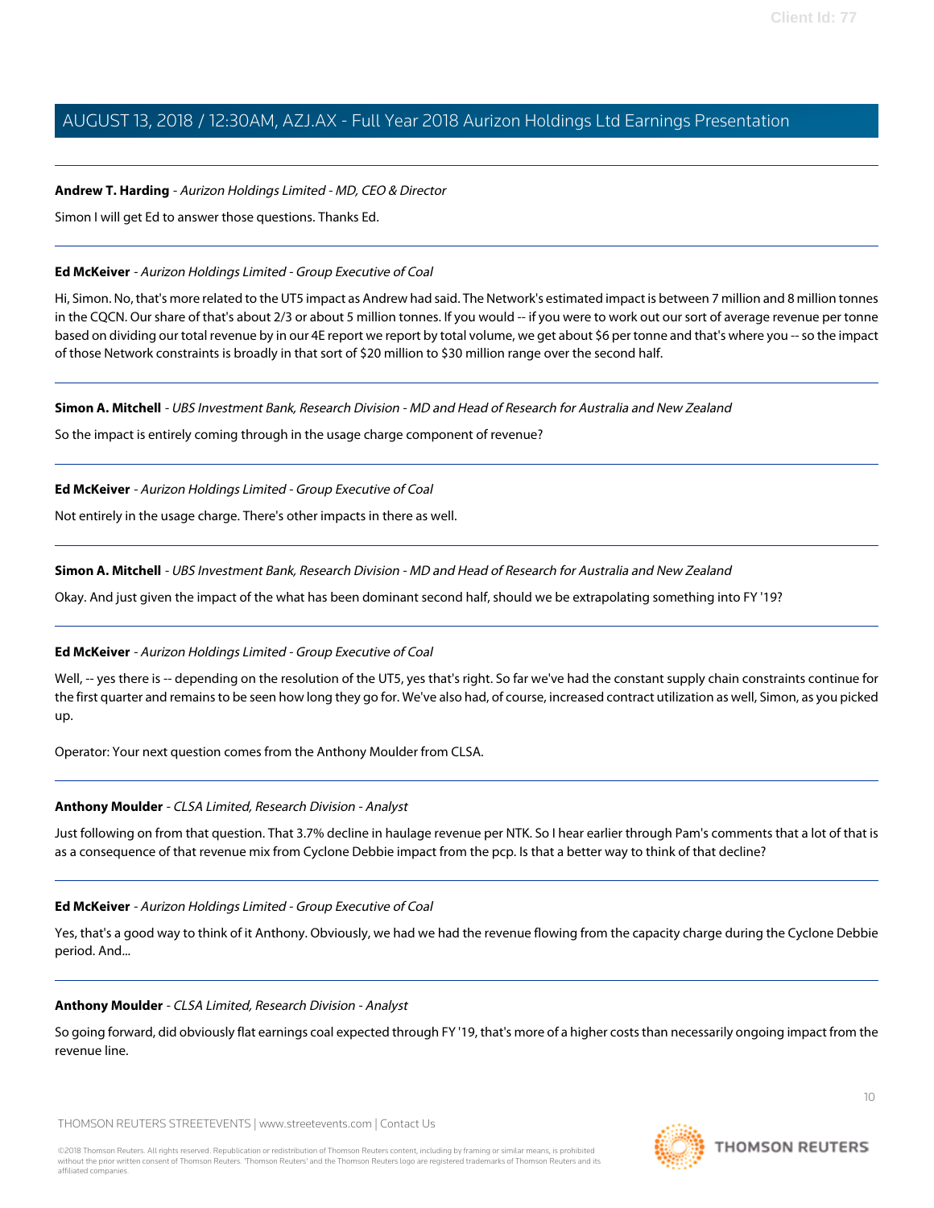**Andrew T. Harding** - *Aurizon Holdings Limited - MD, CEO & Director*

Simon I will get Ed to answer those questions. Thanks Ed.

---

**Ed McKeiver** - *Aurizon Holdings Limited - Group Executive of Coal*

Hi, Simon. No, that's more related to the UT5 impact as Andrew had said. The Network's estimated impact is between 7 million and 8 million tonnes in the CQCN. Our share of that's about 2/3 or about 5 million tonnes. If you would -- if you were to work out our sort of average revenue per tonne based on dividing our total revenue by in our 4E report we report by total volume, we get about $6 per tonne and that's where you -- so the impact of those Network constraints is broadly in that sort of $20 million to $30 million range over the second half.

---

**Simon A. Mitchell** - *UBS Investment Bank, Research Division - MD and Head of Research for Australia and New Zealand*

So the impact is entirely coming through in the usage charge component of revenue?

---

**Ed McKeiver** - *Aurizon Holdings Limited - Group Executive of Coal*

Not entirely in the usage charge. There's other impacts in there as well.

---

**Simon A. Mitchell** - *UBS Investment Bank, Research Division - MD and Head of Research for Australia and New Zealand*

Okay. And just given the impact of the what has been dominant second half, should we be extrapolating something into FY '19?

---

**Ed McKeiver** - *Aurizon Holdings Limited - Group Executive of Coal*

Well, -- yes there is -- depending on the resolution of the UT5, yes that's right. So far we've had the constant supply chain constraints continue for the first quarter and remains to be seen how long they go for. We've also had, of course, increased contract utilization as well, Simon, as you picked up.

Operator: Your next question comes from the Anthony Moulder from CLSA.

---

**Anthony Moulder** - *CLSA Limited, Research Division - Analyst*

Just following on from that question. That 3.7% decline in haulage revenue per NTK. So I hear earlier through Pam's comments that a lot of that is as a consequence of that revenue mix from Cyclone Debbie impact from the pcp. Is that a better way to think of that decline?

---

**Ed McKeiver** - *Aurizon Holdings Limited - Group Executive of Coal*

Yes, that's a good way to think of it Anthony. Obviously, we had we had the revenue flowing from the capacity charge during the Cyclone Debbie period. And...

---

**Anthony Moulder** - *CLSA Limited, Research Division - Analyst*

So going forward, did obviously flat earnings coal expected through FY '19, that's more of a higher costs than necessarily ongoing impact from the revenue line.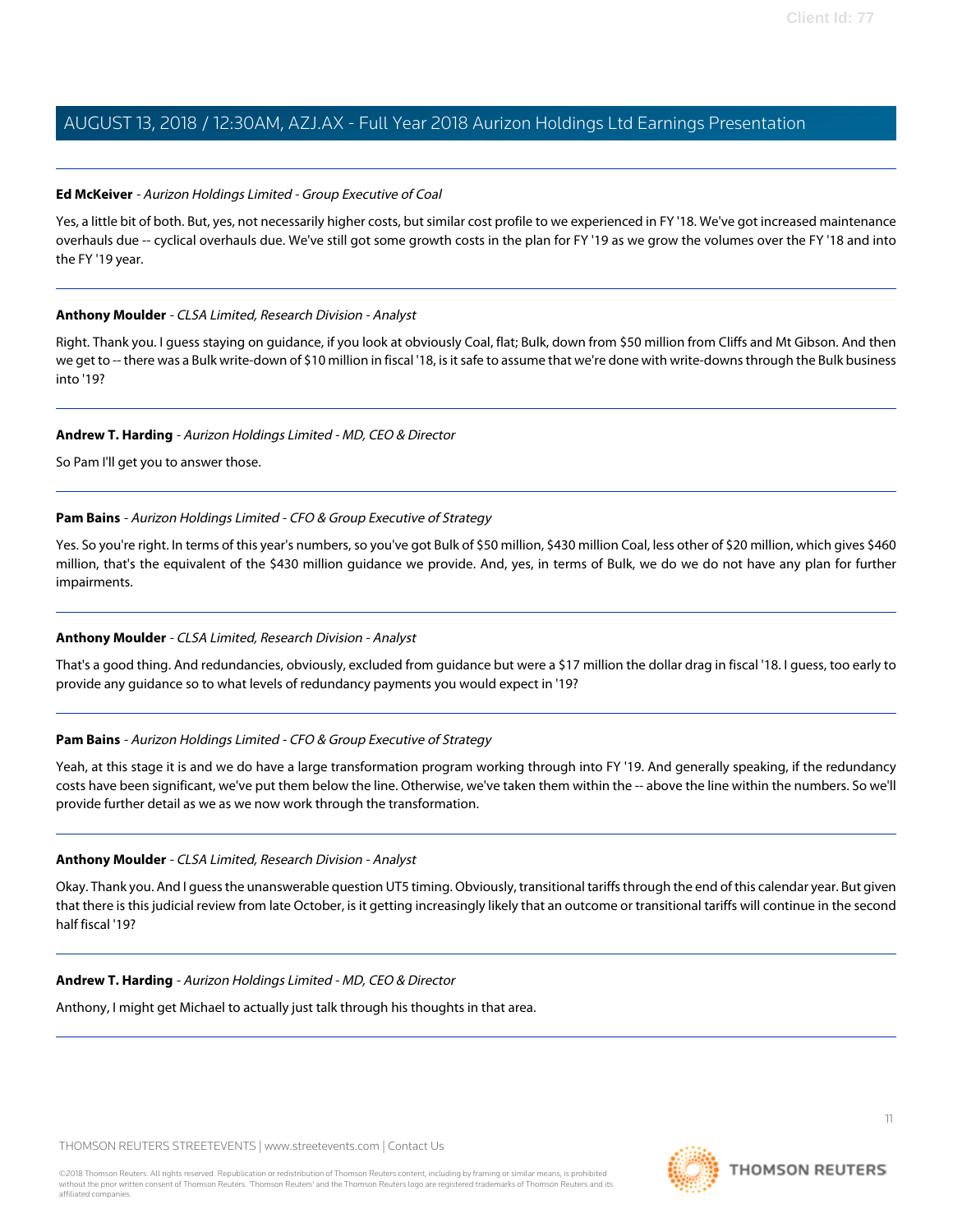**Ed McKeiver** - *Aurizon Holdings Limited - Group Executive of Coal*

Yes, a little bit of both. But, yes, not necessarily higher costs, but similar cost profile to we experienced in FY '18. We've got increased maintenance overhauls due -- cyclical overhauls due. We've still got some growth costs in the plan for FY '19 as we grow the volumes over the FY '18 and into the FY '19 year.

---

**Anthony Moulder** - *CLSA Limited, Research Division - Analyst*

Right. Thank you. I guess staying on guidance, if you look at obviously Coal, flat; Bulk, down from $50 million from Cliffs and Mt Gibson. And then we get to -- there was a Bulk write-down of $10 million in fiscal '18, is it safe to assume that we're done with write-downs through the Bulk business into '19?

---

**Andrew T. Harding** - *Aurizon Holdings Limited - MD, CEO & Director*

So Pam I'll get you to answer those.

---

**Pam Bains** - *Aurizon Holdings Limited - CFO & Group Executive of Strategy*

Yes. So you're right. In terms of this year's numbers, so you've got Bulk of $50 million, $430 million Coal, less other of $20 million, which gives $460 million, that's the equivalent of the $430 million guidance we provide. And, yes, in terms of Bulk, we do we do not have any plan for further impairments.

---

**Anthony Moulder** - *CLSA Limited, Research Division - Analyst*

That's a good thing. And redundancies, obviously, excluded from guidance but were a $17 million the dollar drag in fiscal '18. I guess, too early to provide any guidance so to what levels of redundancy payments you would expect in '19?

---

**Pam Bains** - *Aurizon Holdings Limited - CFO & Group Executive of Strategy*

Yeah, at this stage it is and we do have a large transformation program working through into FY '19. And generally speaking, if the redundancy costs have been significant, we've put them below the line. Otherwise, we've taken them within the -- above the line within the numbers. So we'll provide further detail as we as we now work through the transformation.

---

**Anthony Moulder** - *CLSA Limited, Research Division - Analyst*

Okay. Thank you. And I guess the unanswerable question UT5 timing. Obviously, transitional tariffs through the end of this calendar year. But given that there is this judicial review from late October, is it getting increasingly likely that an outcome or transitional tariffs will continue in the second half fiscal '19?

---

**Andrew T. Harding** - *Aurizon Holdings Limited - MD, CEO & Director*

Anthony, I might get Michael to actually just talk through his thoughts in that area.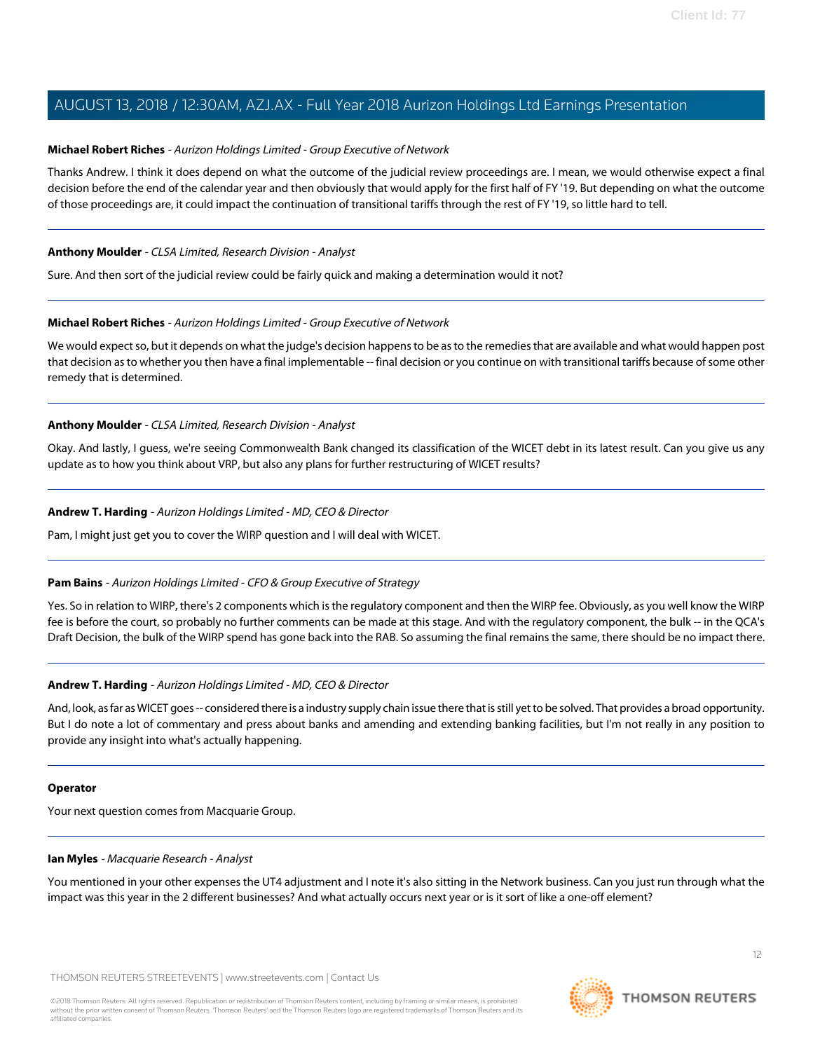**Michael Robert Riches** - *Aurizon Holdings Limited - Group Executive of Network*

Thanks Andrew. I think it does depend on what the outcome of the judicial review proceedings are. I mean, we would otherwise expect a final decision before the end of the calendar year and then obviously that would apply for the first half of FY '19. But depending on what the outcome of those proceedings are, it could impact the continuation of transitional tariffs through the rest of FY '19, so little hard to tell.

---

**Anthony Moulder** - *CLSA Limited, Research Division - Analyst*

Sure. And then sort of the judicial review could be fairly quick and making a determination would it not?

---

**Michael Robert Riches** - *Aurizon Holdings Limited - Group Executive of Network*

We would expect so, but it depends on what the judge's decision happens to be as to the remedies that are available and what would happen post that decision as to whether you then have a final implementable -- final decision or you continue on with transitional tariffs because of some other remedy that is determined.

---

**Anthony Moulder** - *CLSA Limited, Research Division - Analyst*

Okay. And lastly, I guess, we're seeing Commonwealth Bank changed its classification of the WICET debt in its latest result. Can you give us any update as to how you think about VRP, but also any plans for further restructuring of WICET results?

---

**Andrew T. Harding** - *Aurizon Holdings Limited - MD, CEO & Director*

Pam, I might just get you to cover the WIRP question and I will deal with WICET.

---

**Pam Bains** - *Aurizon Holdings Limited - CFO & Group Executive of Strategy*

Yes. So in relation to WIRP, there's 2 components which is the regulatory component and then the WIRP fee. Obviously, as you well know the WIRP fee is before the court, so probably no further comments can be made at this stage. And with the regulatory component, the bulk -- in the QCA's Draft Decision, the bulk of the WIRP spend has gone back into the RAB. So assuming the final remains the same, there should be no impact there.

---

**Andrew T. Harding** - *Aurizon Holdings Limited - MD, CEO & Director*

And, look, as far as WICET goes -- considered there is a industry supply chain issue there that is still yet to be solved. That provides a broad opportunity. But I do note a lot of commentary and press about banks and amending and extending banking facilities, but I'm not really in any position to provide any insight into what's actually happening.

---

**Operator**

Your next question comes from Macquarie Group.

---

**Ian Myles** - *Macquarie Research - Analyst*

You mentioned in your other expenses the UT4 adjustment and I note it's also sitting in the Network business. Can you just run through what the impact was this year in the 2 different businesses? And what actually occurs next year or is it sort of like a one-off element?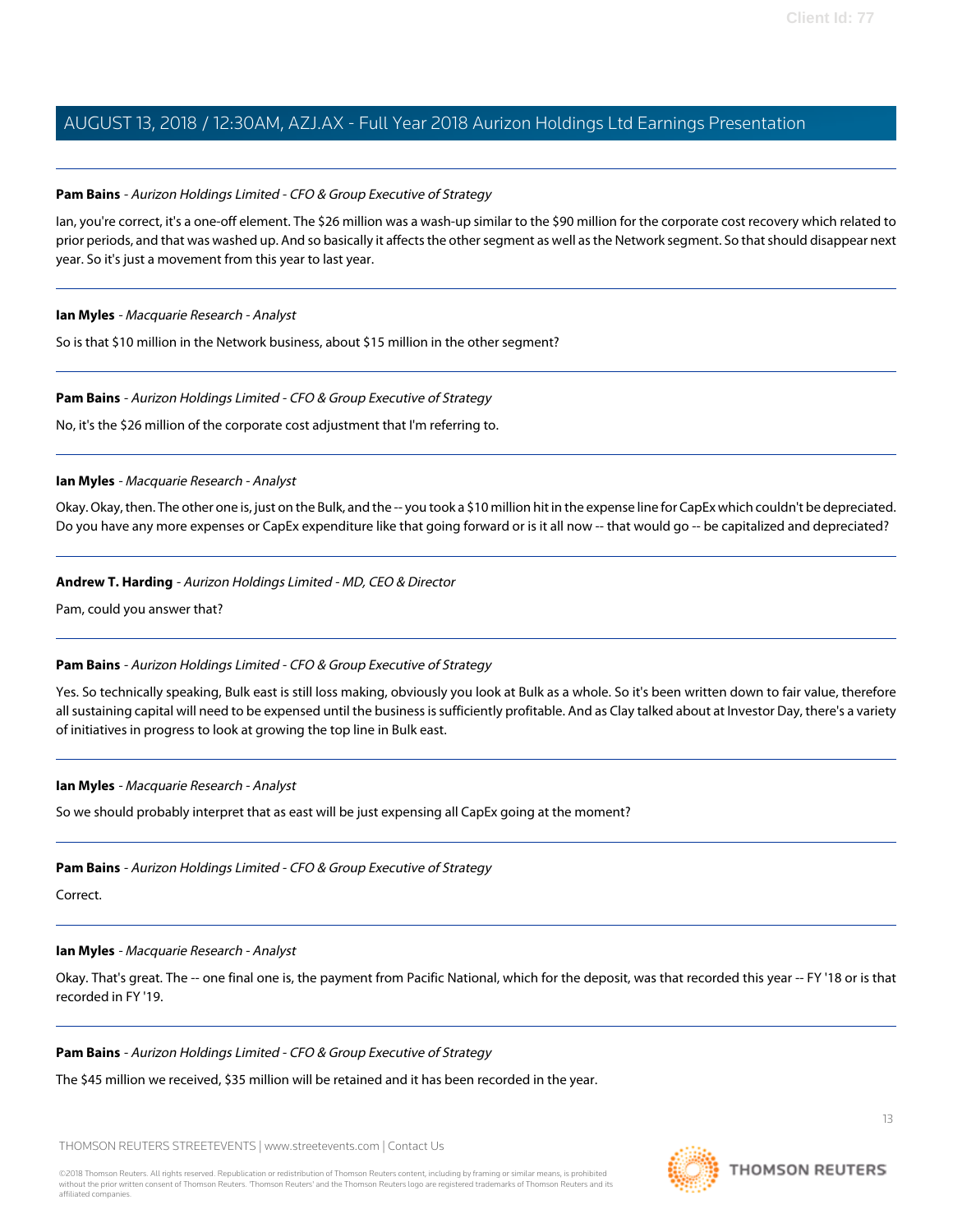**Pam Bains** - *Aurizon Holdings Limited - CFO & Group Executive of Strategy*

Ian, you're correct, it's a one-off element. The $26 million was a wash-up similar to the $90 million for the corporate cost recovery which related to prior periods, and that was washed up. And so basically it affects the other segment as well as the Network segment. So that should disappear next year. So it's just a movement from this year to last year.

---

**Ian Myles** - *Macquarie Research - Analyst*

So is that $10 million in the Network business, about $15 million in the other segment?

---

**Pam Bains** - *Aurizon Holdings Limited - CFO & Group Executive of Strategy*

No, it's the $26 million of the corporate cost adjustment that I'm referring to.

---

**Ian Myles** - *Macquarie Research - Analyst*

Okay. Okay, then. The other one is, just on the Bulk, and the -- you took a $10 million hit in the expense line for CapEx which couldn't be depreciated. Do you have any more expenses or CapEx expenditure like that going forward or is it all now -- that would go -- be capitalized and depreciated?

---

**Andrew T. Harding** - *Aurizon Holdings Limited - MD, CEO & Director*

Pam, could you answer that?

---

**Pam Bains** - *Aurizon Holdings Limited - CFO & Group Executive of Strategy*

Yes. So technically speaking, Bulk east is still loss making, obviously you look at Bulk as a whole. So it's been written down to fair value, therefore all sustaining capital will need to be expensed until the business is sufficiently profitable. And as Clay talked about at Investor Day, there's a variety of initiatives in progress to look at growing the top line in Bulk east.

---

**Ian Myles** - *Macquarie Research - Analyst*

So we should probably interpret that as east will be just expensing all CapEx going at the moment?

---

**Pam Bains** - *Aurizon Holdings Limited - CFO & Group Executive of Strategy*

Correct.

---

**Ian Myles** - *Macquarie Research - Analyst*

Okay. That's great. The -- one final one is, the payment from Pacific National, which for the deposit, was that recorded this year -- FY '18 or is that recorded in FY '19.

---

**Pam Bains** - *Aurizon Holdings Limited - CFO & Group Executive of Strategy*

The $45 million we received, $35 million will be retained and it has been recorded in the year.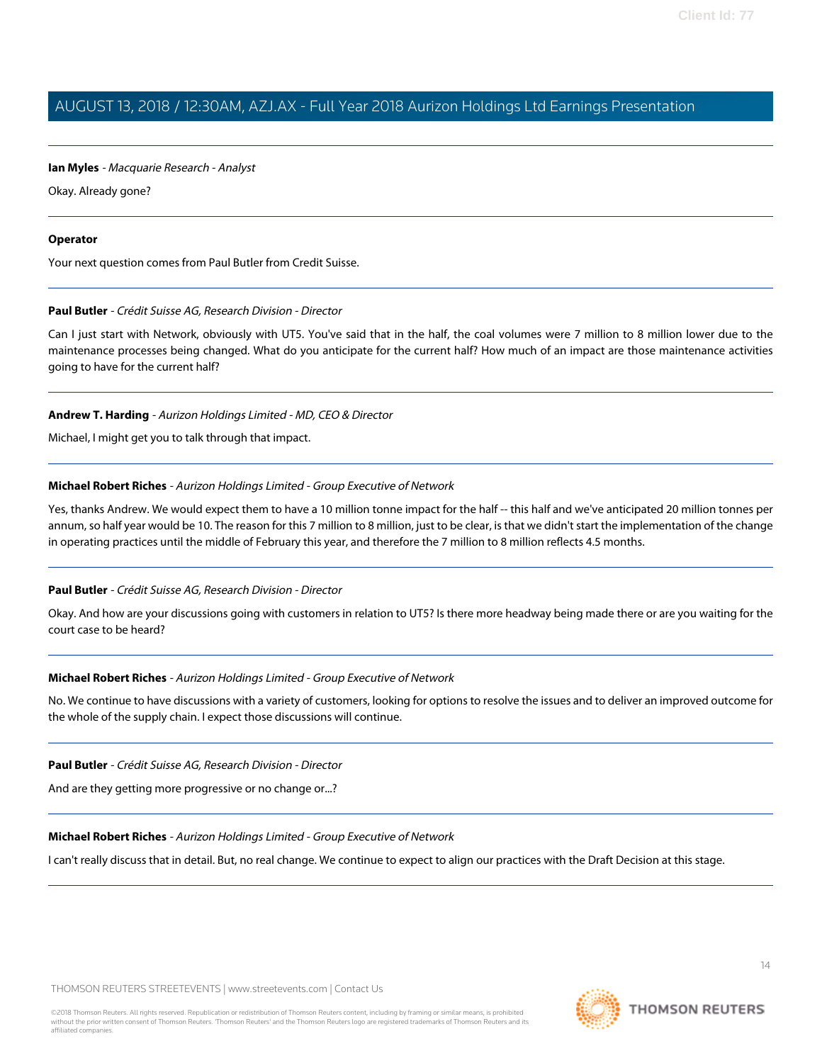**Ian Myles** - *Macquarie Research - Analyst*

Okay. Already gone?

---

**Operator**

Your next question comes from Paul Butler from Credit Suisse.

---

**Paul Butler** - *Crédit Suisse AG, Research Division - Director*

Can I just start with Network, obviously with UT5. You've said that in the half, the coal volumes were 7 million to 8 million lower due to the maintenance processes being changed. What do you anticipate for the current half? How much of an impact are those maintenance activities going to have for the current half?

---

**Andrew T. Harding** - *Aurizon Holdings Limited - MD, CEO & Director*

Michael, I might get you to talk through that impact.

---

**Michael Robert Riches** - *Aurizon Holdings Limited - Group Executive of Network*

Yes, thanks Andrew. We would expect them to have a 10 million tonne impact for the half -- this half and we've anticipated 20 million tonnes per annum, so half year would be 10. The reason for this 7 million to 8 million, just to be clear, is that we didn't start the implementation of the change in operating practices until the middle of February this year, and therefore the 7 million to 8 million reflects 4.5 months.

---

**Paul Butler** - *Crédit Suisse AG, Research Division - Director*

Okay. And how are your discussions going with customers in relation to UT5? Is there more headway being made there or are you waiting for the court case to be heard?

---

**Michael Robert Riches** - *Aurizon Holdings Limited - Group Executive of Network*

No. We continue to have discussions with a variety of customers, looking for options to resolve the issues and to deliver an improved outcome for the whole of the supply chain. I expect those discussions will continue.

---

**Paul Butler** - *Crédit Suisse AG, Research Division - Director*

And are they getting more progressive or no change or...?

---

**Michael Robert Riches** - *Aurizon Holdings Limited - Group Executive of Network*

I can't really discuss that in detail. But, no real change. We continue to expect to align our practices with the Draft Decision at this stage.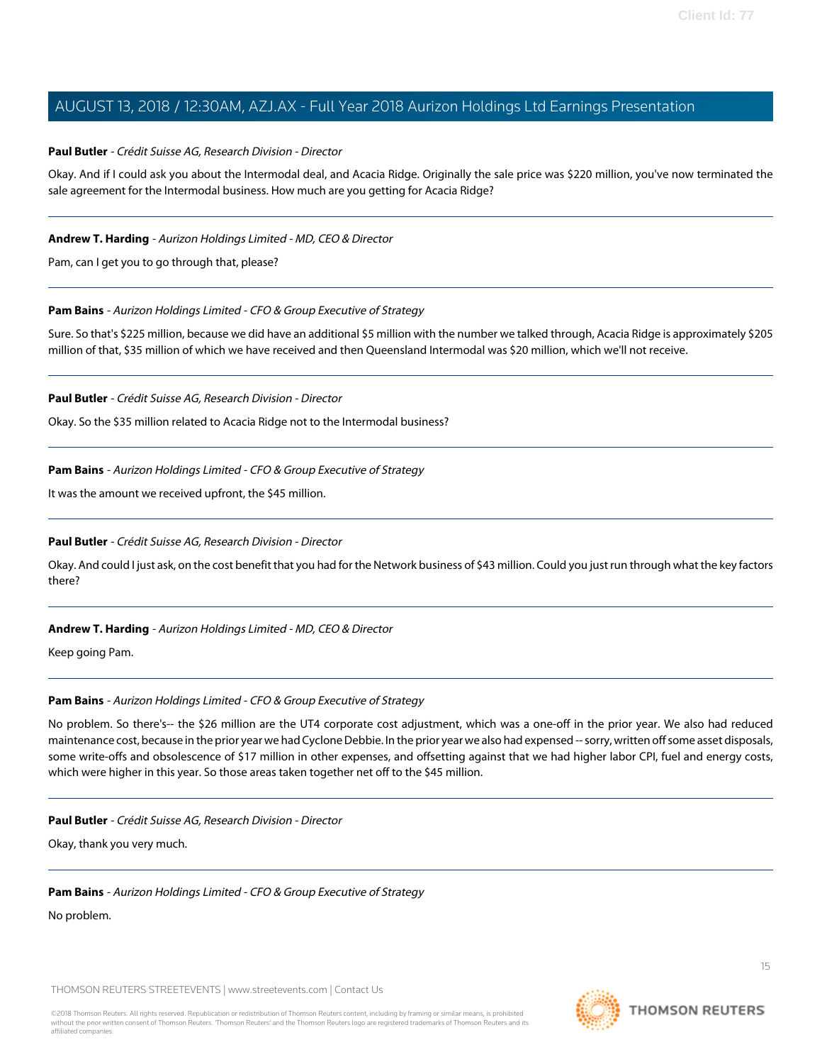**Paul Butler** - *Crédit Suisse AG, Research Division - Director*

Okay. And if I could ask you about the Intermodal deal, and Acacia Ridge. Originally the sale price was $220 million, you've now terminated the sale agreement for the Intermodal business. How much are you getting for Acacia Ridge?

---

**Andrew T. Harding** - *Aurizon Holdings Limited - MD, CEO & Director*

Pam, can I get you to go through that, please?

---

**Pam Bains** - *Aurizon Holdings Limited - CFO & Group Executive of Strategy*

Sure. So that's $225 million, because we did have an additional $5 million with the number we talked through, Acacia Ridge is approximately $205 million of that, $35 million of which we have received and then Queensland Intermodal was $20 million, which we'll not receive.

---

**Paul Butler** - *Crédit Suisse AG, Research Division - Director*

Okay. So the $35 million related to Acacia Ridge not to the Intermodal business?

---

**Pam Bains** - *Aurizon Holdings Limited - CFO & Group Executive of Strategy*

It was the amount we received upfront, the $45 million.

---

**Paul Butler** - *Crédit Suisse AG, Research Division - Director*

Okay. And could I just ask, on the cost benefit that you had for the Network business of $43 million. Could you just run through what the key factors there?

---

**Andrew T. Harding** - *Aurizon Holdings Limited - MD, CEO & Director*

Keep going Pam.

---

**Pam Bains** - *Aurizon Holdings Limited - CFO & Group Executive of Strategy*

No problem. So there's-- the $26 million are the UT4 corporate cost adjustment, which was a one-off in the prior year. We also had reduced maintenance cost, because in the prior year we had Cyclone Debbie. In the prior year we also had expensed -- sorry, written off some asset disposals, some write-offs and obsolescence of $17 million in other expenses, and offsetting against that we had higher labor CPI, fuel and energy costs, which were higher in this year. So those areas taken together net off to the $45 million.

---

**Paul Butler** - *Crédit Suisse AG, Research Division - Director*

Okay, thank you very much.

---

**Pam Bains** - *Aurizon Holdings Limited - CFO & Group Executive of Strategy*

No problem.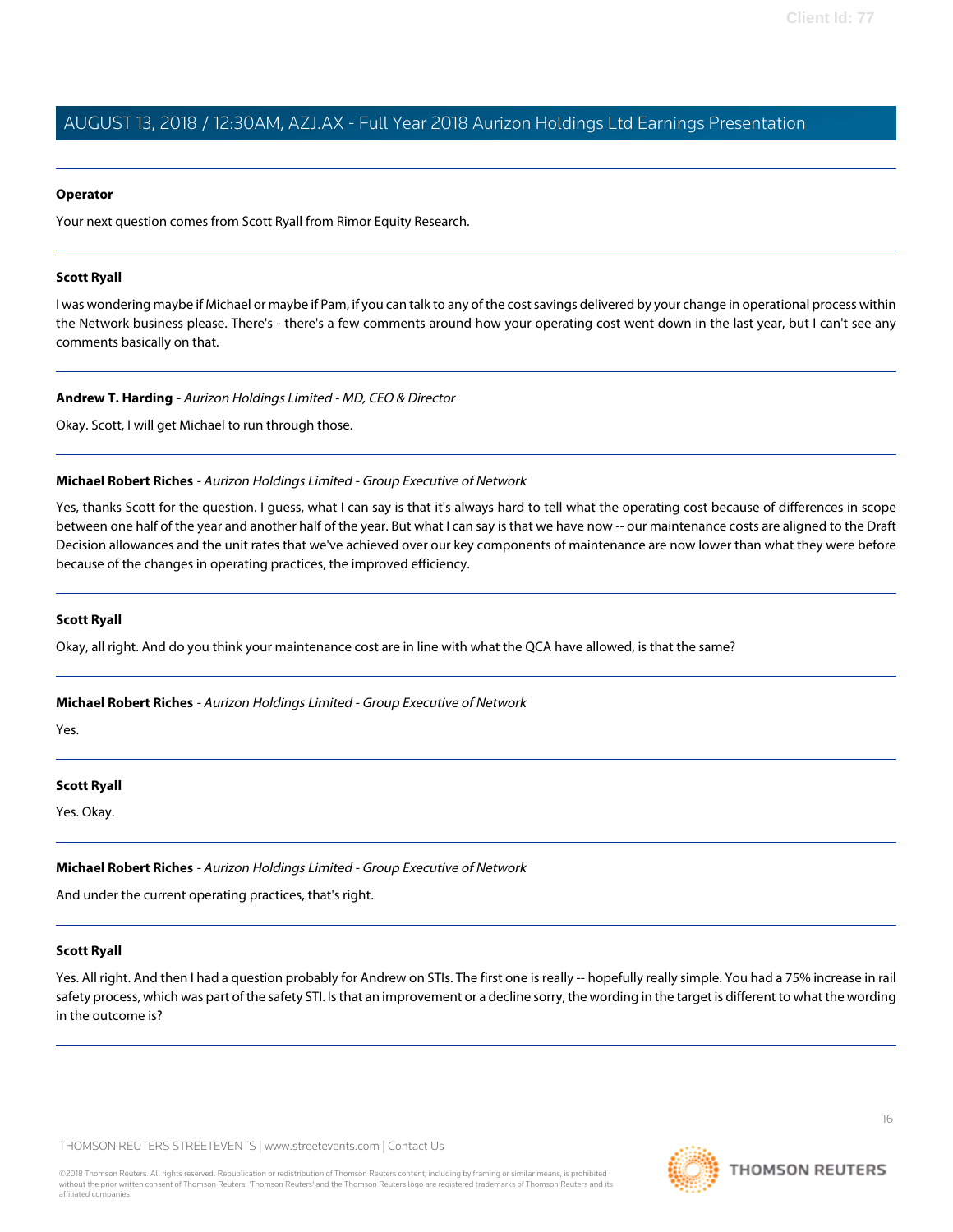**Operator**

Your next question comes from Scott Ryall from Rimor Equity Research.

---

**Scott Ryall**

I was wondering maybe if Michael or maybe if Pam, if you can talk to any of the cost savings delivered by your change in operational process within the Network business please. There's - there's a few comments around how your operating cost went down in the last year, but I can't see any comments basically on that.

---

**Andrew T. Harding** - *Aurizon Holdings Limited - MD, CEO & Director*

Okay. Scott, I will get Michael to run through those.

---

**Michael Robert Riches** - *Aurizon Holdings Limited - Group Executive of Network*

Yes, thanks Scott for the question. I guess, what I can say is that it's always hard to tell what the operating cost because of differences in scope between one half of the year and another half of the year. But what I can say is that we have now -- our maintenance costs are aligned to the Draft Decision allowances and the unit rates that we've achieved over our key components of maintenance are now lower than what they were before because of the changes in operating practices, the improved efficiency.

---

**Scott Ryall**

Okay, all right. And do you think your maintenance cost are in line with what the QCA have allowed, is that the same?

---

**Michael Robert Riches** - *Aurizon Holdings Limited - Group Executive of Network*

Yes.

---

**Scott Ryall**

Yes. Okay.

---

**Michael Robert Riches** - *Aurizon Holdings Limited - Group Executive of Network*

And under the current operating practices, that's right.

---

**Scott Ryall**

Yes. All right. And then I had a question probably for Andrew on STIs. The first one is really -- hopefully really simple. You had a 75% increase in rail safety process, which was part of the safety STI. Is that an improvement or a decline sorry, the wording in the target is different to what the wording in the outcome is?

---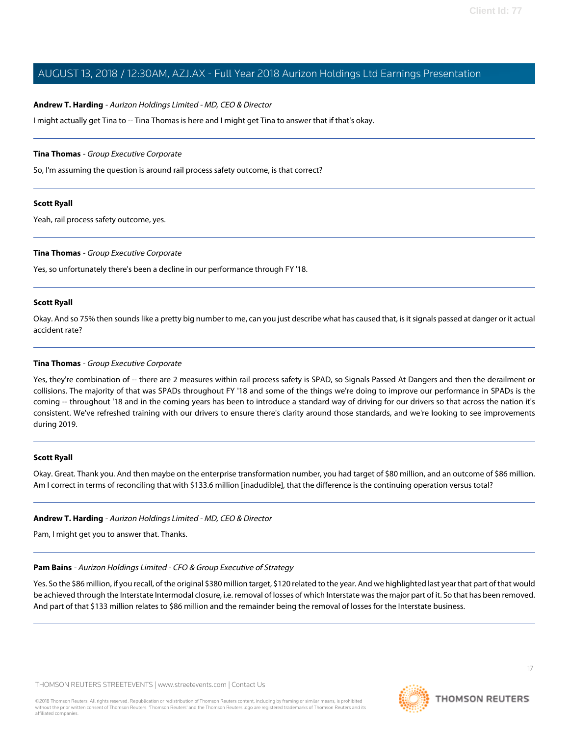**Andrew T. Harding** - *Aurizon Holdings Limited - MD, CEO & Director*

I might actually get Tina to -- Tina Thomas is here and I might get Tina to answer that if that's okay.

---

**Tina Thomas** - *Group Executive Corporate*

So, I'm assuming the question is around rail process safety outcome, is that correct?

---

**Scott Ryall**

Yeah, rail process safety outcome, yes.

---

**Tina Thomas** - *Group Executive Corporate*

Yes, so unfortunately there's been a decline in our performance through FY '18.

---

**Scott Ryall**

Okay. And so 75% then sounds like a pretty big number to me, can you just describe what has caused that, is it signals passed at danger or it actual accident rate?

---

**Tina Thomas** - *Group Executive Corporate*

Yes, they're combination of -- there are 2 measures within rail process safety is SPAD, so Signals Passed At Dangers and then the derailment or collisions. The majority of that was SPADs throughout FY '18 and some of the things we're doing to improve our performance in SPADs is the coming -- throughout '18 and in the coming years has been to introduce a standard way of driving for our drivers so that across the nation it's consistent. We've refreshed training with our drivers to ensure there's clarity around those standards, and we're looking to see improvements during 2019.

---

**Scott Ryall**

Okay. Great. Thank you. And then maybe on the enterprise transformation number, you had target of $80 million, and an outcome of $86 million. Am I correct in terms of reconciling that with $133.6 million [inadudible], that the difference is the continuing operation versus total?

---

**Andrew T. Harding** - *Aurizon Holdings Limited - MD, CEO & Director*

Pam, I might get you to answer that. Thanks.

---

**Pam Bains** - *Aurizon Holdings Limited - CFO & Group Executive of Strategy*

Yes. So the $86 million, if you recall, of the original $380 million target, $120 related to the year. And we highlighted last year that part of that would be achieved through the Interstate Intermodal closure, i.e. removal of losses of which Interstate was the major part of it. So that has been removed. And part of that $133 million relates to $86 million and the remainder being the removal of losses for the Interstate business.

---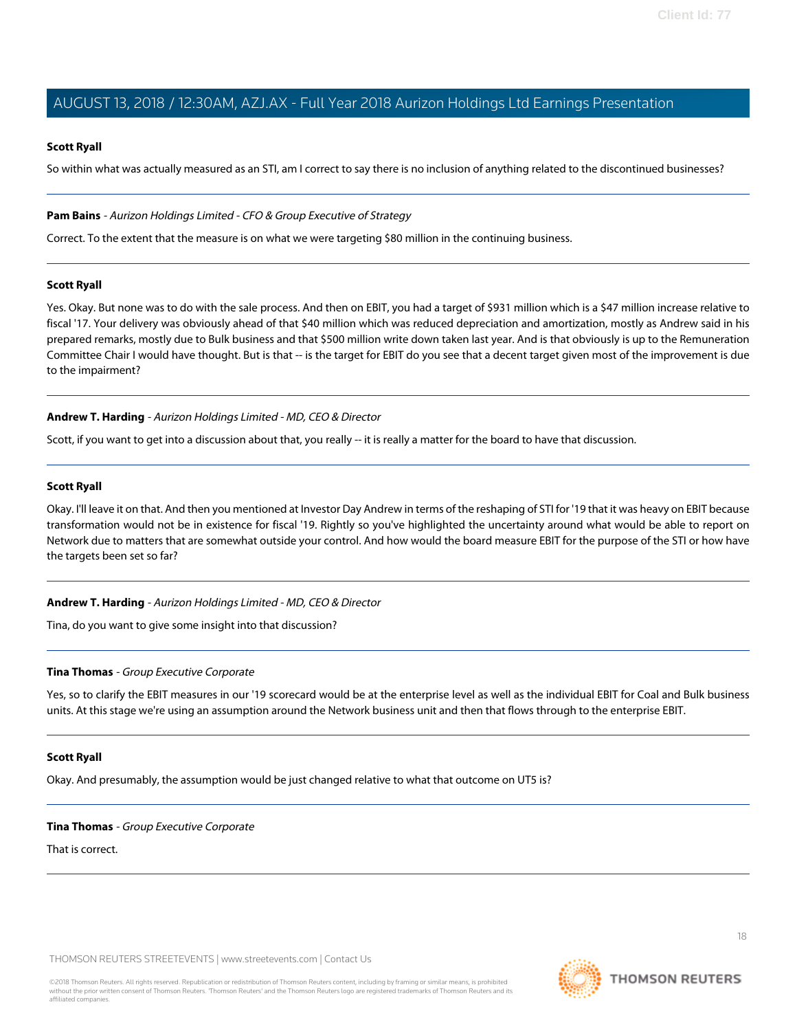**Scott Ryall**

So within what was actually measured as an STI, am I correct to say there is no inclusion of anything related to the discontinued businesses?

---

**Pam Bains** - *Aurizon Holdings Limited - CFO & Group Executive of Strategy*

Correct. To the extent that the measure is on what we were targeting $80 million in the continuing business.

---

**Scott Ryall**

Yes. Okay. But none was to do with the sale process. And then on EBIT, you had a target of $931 million which is a $47 million increase relative to fiscal '17. Your delivery was obviously ahead of that $40 million which was reduced depreciation and amortization, mostly as Andrew said in his prepared remarks, mostly due to Bulk business and that $500 million write down taken last year. And is that obviously is up to the Remuneration Committee Chair I would have thought. But is that -- is the target for EBIT do you see that a decent target given most of the improvement is due to the impairment?

---

**Andrew T. Harding** - *Aurizon Holdings Limited - MD, CEO & Director*

Scott, if you want to get into a discussion about that, you really -- it is really a matter for the board to have that discussion.

---

**Scott Ryall**

Okay. I'll leave it on that. And then you mentioned at Investor Day Andrew in terms of the reshaping of STI for '19 that it was heavy on EBIT because transformation would not be in existence for fiscal '19. Rightly so you've highlighted the uncertainty around what would be able to report on Network due to matters that are somewhat outside your control. And how would the board measure EBIT for the purpose of the STI or how have the targets been set so far?

---

**Andrew T. Harding** - *Aurizon Holdings Limited - MD, CEO & Director*

Tina, do you want to give some insight into that discussion?

---

**Tina Thomas** - *Group Executive Corporate*

Yes, so to clarify the EBIT measures in our '19 scorecard would be at the enterprise level as well as the individual EBIT for Coal and Bulk business units. At this stage we're using an assumption around the Network business unit and then that flows through to the enterprise EBIT.

---

**Scott Ryall**

Okay. And presumably, the assumption would be just changed relative to what that outcome on UT5 is?

---

**Tina Thomas** - *Group Executive Corporate*

That is correct.

---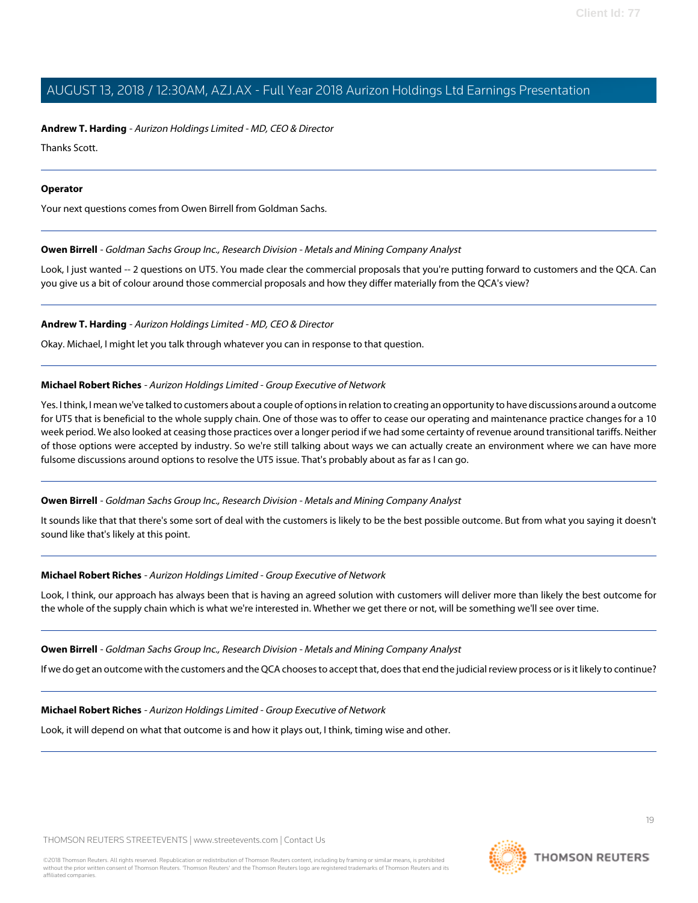**Andrew T. Harding** - *Aurizon Holdings Limited - MD, CEO & Director*

Thanks Scott.

---

**Operator**

Your next questions comes from Owen Birrell from Goldman Sachs.

---

**Owen Birrell** - *Goldman Sachs Group Inc., Research Division - Metals and Mining Company Analyst*

Look, I just wanted -- 2 questions on UT5. You made clear the commercial proposals that you're putting forward to customers and the QCA. Can you give us a bit of colour around those commercial proposals and how they differ materially from the QCA's view?

---

**Andrew T. Harding** - *Aurizon Holdings Limited - MD, CEO & Director*

Okay. Michael, I might let you talk through whatever you can in response to that question.

---

**Michael Robert Riches** - *Aurizon Holdings Limited - Group Executive of Network*

Yes. I think, I mean we've talked to customers about a couple of options in relation to creating an opportunity to have discussions around a outcome for UT5 that is beneficial to the whole supply chain. One of those was to offer to cease our operating and maintenance practice changes for a 10 week period. We also looked at ceasing those practices over a longer period if we had some certainty of revenue around transitional tariffs. Neither of those options were accepted by industry. So we're still talking about ways we can actually create an environment where we can have more fulsome discussions around options to resolve the UT5 issue. That's probably about as far as I can go.

---

**Owen Birrell** - *Goldman Sachs Group Inc., Research Division - Metals and Mining Company Analyst*

It sounds like that that there's some sort of deal with the customers is likely to be the best possible outcome. But from what you saying it doesn't sound like that's likely at this point.

---

**Michael Robert Riches** - *Aurizon Holdings Limited - Group Executive of Network*

Look, I think, our approach has always been that is having an agreed solution with customers will deliver more than likely the best outcome for the whole of the supply chain which is what we're interested in. Whether we get there or not, will be something we'll see over time.

---

**Owen Birrell** - *Goldman Sachs Group Inc., Research Division - Metals and Mining Company Analyst*

If we do get an outcome with the customers and the QCA chooses to accept that, does that end the judicial review process or is it likely to continue?

---

**Michael Robert Riches** - *Aurizon Holdings Limited - Group Executive of Network*

Look, it will depend on what that outcome is and how it plays out, I think, timing wise and other.

---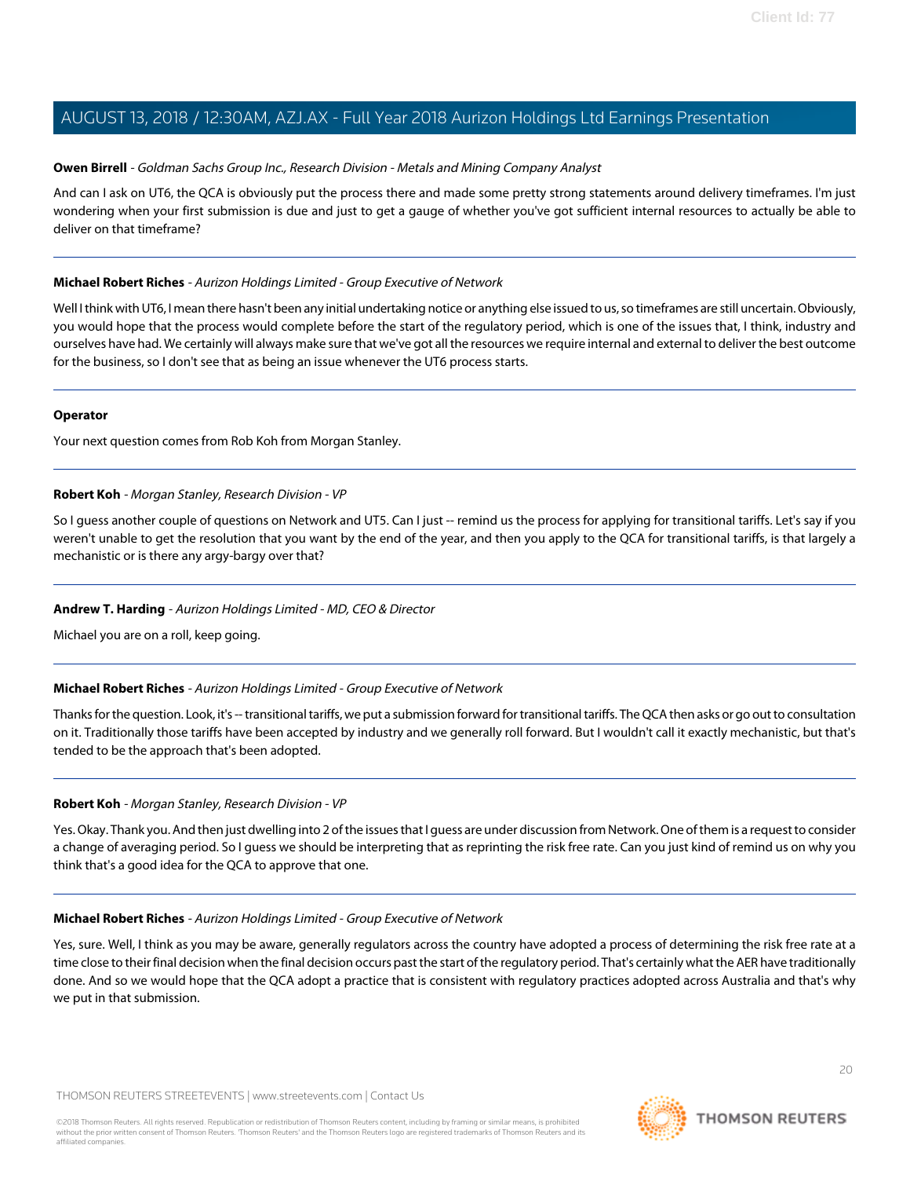**Owen Birrell** - *Goldman Sachs Group Inc., Research Division - Metals and Mining Company Analyst*

And can I ask on UT6, the QCA is obviously put the process there and made some pretty strong statements around delivery timeframes. I'm just wondering when your first submission is due and just to get a gauge of whether you've got sufficient internal resources to actually be able to deliver on that timeframe?

---

**Michael Robert Riches** - *Aurizon Holdings Limited - Group Executive of Network*

Well I think with UT6, I mean there hasn't been any initial undertaking notice or anything else issued to us, so timeframes are still uncertain. Obviously, you would hope that the process would complete before the start of the regulatory period, which is one of the issues that, I think, industry and ourselves have had. We certainly will always make sure that we've got all the resources we require internal and external to deliver the best outcome for the business, so I don't see that as being an issue whenever the UT6 process starts.

---

**Operator**

Your next question comes from Rob Koh from Morgan Stanley.

---

**Robert Koh** - *Morgan Stanley, Research Division - VP*

So I guess another couple of questions on Network and UT5. Can I just -- remind us the process for applying for transitional tariffs. Let's say if you weren't unable to get the resolution that you want by the end of the year, and then you apply to the QCA for transitional tariffs, is that largely a mechanistic or is there any argy-bargy over that?

---

**Andrew T. Harding** - *Aurizon Holdings Limited - MD, CEO & Director*

Michael you are on a roll, keep going.

---

**Michael Robert Riches** - *Aurizon Holdings Limited - Group Executive of Network*

Thanks for the question. Look, it's -- transitional tariffs, we put a submission forward for transitional tariffs. The QCA then asks or go out to consultation on it. Traditionally those tariffs have been accepted by industry and we generally roll forward. But I wouldn't call it exactly mechanistic, but that's tended to be the approach that's been adopted.

---

**Robert Koh** - *Morgan Stanley, Research Division - VP*

Yes. Okay. Thank you. And then just dwelling into 2 of the issues that I guess are under discussion from Network. One of them is a request to consider a change of averaging period. So I guess we should be interpreting that as reprinting the risk free rate. Can you just kind of remind us on why you think that's a good idea for the QCA to approve that one.

---

**Michael Robert Riches** - *Aurizon Holdings Limited - Group Executive of Network*

Yes, sure. Well, I think as you may be aware, generally regulators across the country have adopted a process of determining the risk free rate at a time close to their final decision when the final decision occurs past the start of the regulatory period. That's certainly what the AER have traditionally done. And so we would hope that the QCA adopt a practice that is consistent with regulatory practices adopted across Australia and that's why we put in that submission.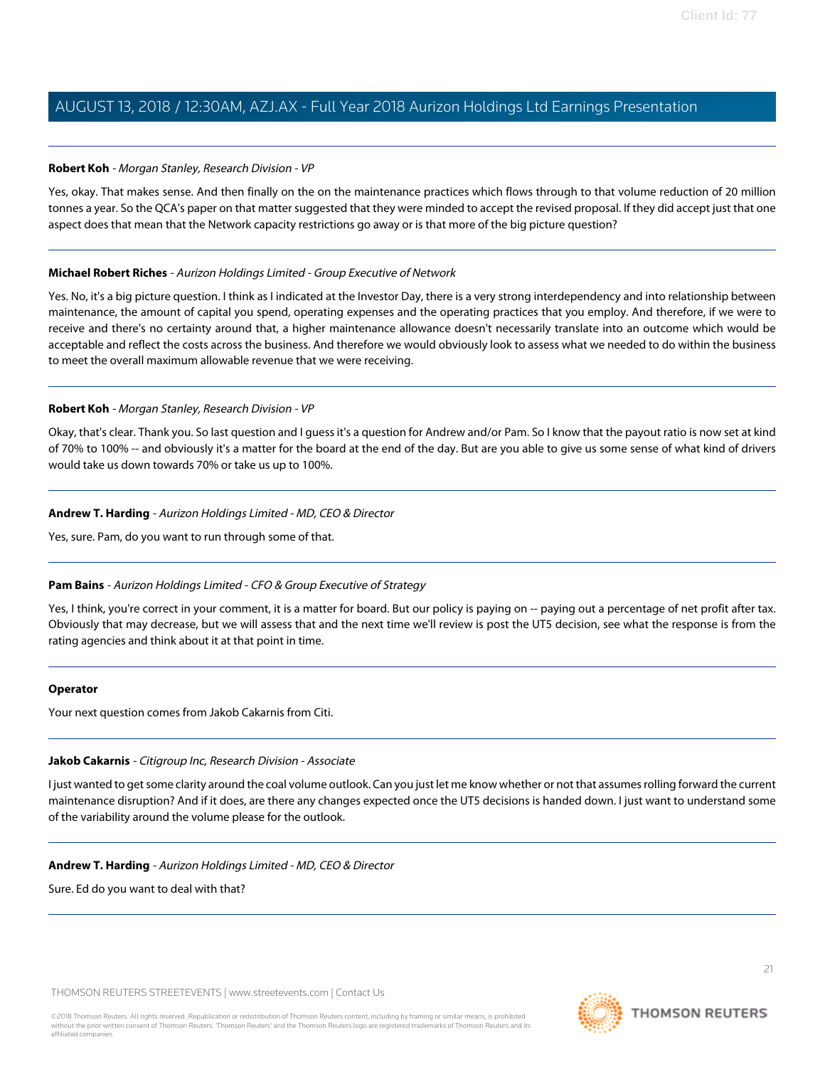**Robert Koh** - *Morgan Stanley, Research Division - VP*

Yes, okay. That makes sense. And then finally on the on the maintenance practices which flows through to that volume reduction of 20 million tonnes a year. So the QCA's paper on that matter suggested that they were minded to accept the revised proposal. If they did accept just that one aspect does that mean that the Network capacity restrictions go away or is that more of the big picture question?

---

**Michael Robert Riches** - *Aurizon Holdings Limited - Group Executive of Network*

Yes. No, it's a big picture question. I think as I indicated at the Investor Day, there is a very strong interdependency and into relationship between maintenance, the amount of capital you spend, operating expenses and the operating practices that you employ. And therefore, if we were to receive and there's no certainty around that, a higher maintenance allowance doesn't necessarily translate into an outcome which would be acceptable and reflect the costs across the business. And therefore we would obviously look to assess what we needed to do within the business to meet the overall maximum allowable revenue that we were receiving.

---

**Robert Koh** - *Morgan Stanley, Research Division - VP*

Okay, that's clear. Thank you. So last question and I guess it's a question for Andrew and/or Pam. So I know that the payout ratio is now set at kind of 70% to 100% -- and obviously it's a matter for the board at the end of the day. But are you able to give us some sense of what kind of drivers would take us down towards 70% or take us up to 100%.

---

**Andrew T. Harding** - *Aurizon Holdings Limited - MD, CEO & Director*

Yes, sure. Pam, do you want to run through some of that.

---

**Pam Bains** - *Aurizon Holdings Limited - CFO & Group Executive of Strategy*

Yes, I think, you're correct in your comment, it is a matter for board. But our policy is paying on -- paying out a percentage of net profit after tax. Obviously that may decrease, but we will assess that and the next time we'll review is post the UT5 decision, see what the response is from the rating agencies and think about it at that point in time.

---

**Operator**

Your next question comes from Jakob Cakarnis from Citi.

---

**Jakob Cakarnis** - *Citigroup Inc, Research Division - Associate*

I just wanted to get some clarity around the coal volume outlook. Can you just let me know whether or not that assumes rolling forward the current maintenance disruption? And if it does, are there any changes expected once the UT5 decisions is handed down. I just want to understand some of the variability around the volume please for the outlook.

---

**Andrew T. Harding** - *Aurizon Holdings Limited - MD, CEO & Director*

Sure. Ed do you want to deal with that?

---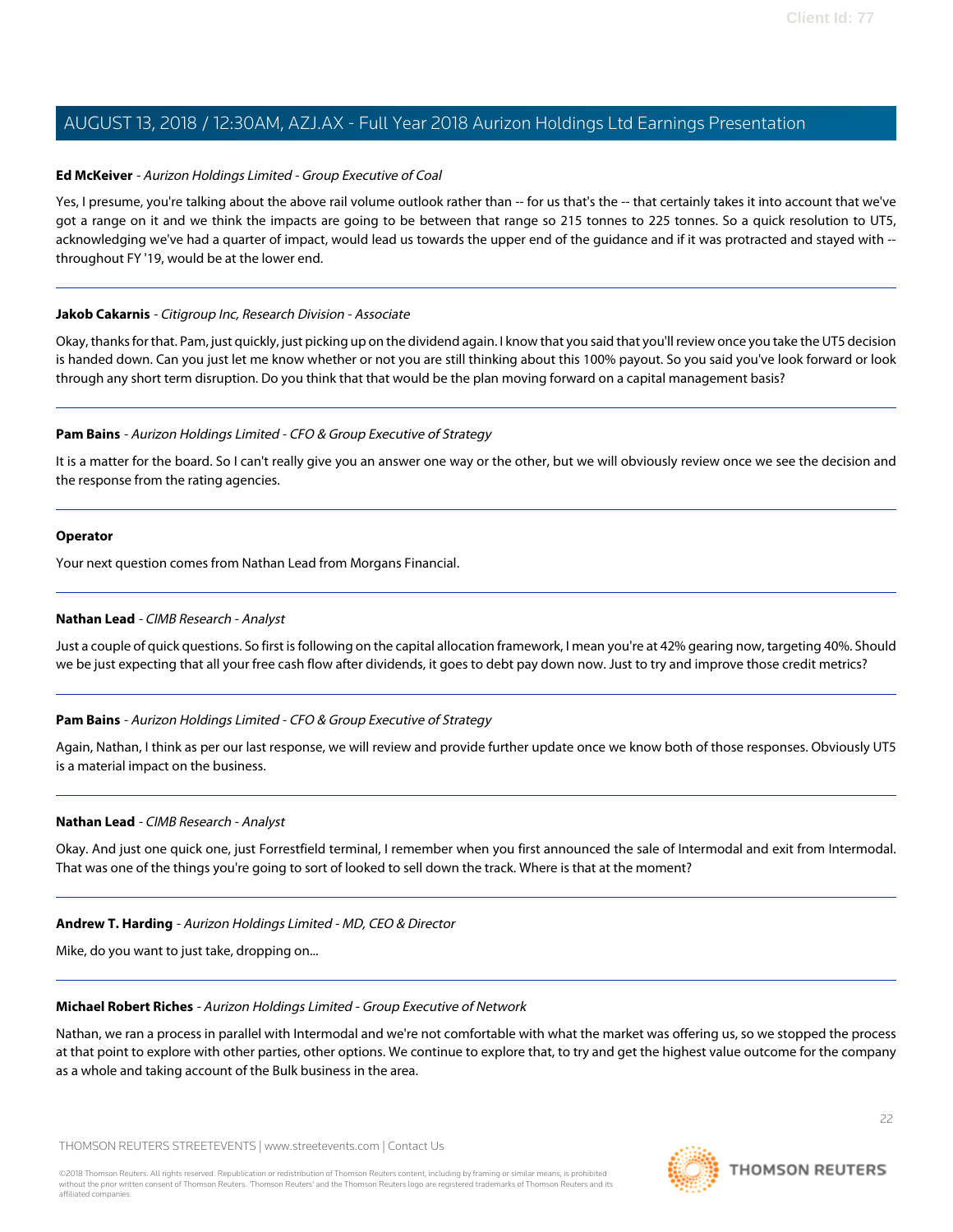**Ed McKeiver** - *Aurizon Holdings Limited - Group Executive of Coal*

Yes, I presume, you're talking about the above rail volume outlook rather than -- for us that's the -- that certainly takes it into account that we've got a range on it and we think the impacts are going to be between that range so 215 tonnes to 225 tonnes. So a quick resolution to UT5, acknowledging we've had a quarter of impact, would lead us towards the upper end of the guidance and if it was protracted and stayed with -- throughout FY '19, would be at the lower end.

---

**Jakob Cakarnis** - *Citigroup Inc, Research Division - Associate*

Okay, thanks for that. Pam, just quickly, just picking up on the dividend again. I know that you said that you'll review once you take the UT5 decision is handed down. Can you just let me know whether or not you are still thinking about this 100% payout. So you said you've look forward or look through any short term disruption. Do you think that that would be the plan moving forward on a capital management basis?

---

**Pam Bains** - *Aurizon Holdings Limited - CFO & Group Executive of Strategy*

It is a matter for the board. So I can't really give you an answer one way or the other, but we will obviously review once we see the decision and the response from the rating agencies.

---

**Operator**

Your next question comes from Nathan Lead from Morgans Financial.

---

**Nathan Lead** - *CIMB Research - Analyst*

Just a couple of quick questions. So first is following on the capital allocation framework, I mean you're at 42% gearing now, targeting 40%. Should we be just expecting that all your free cash flow after dividends, it goes to debt pay down now. Just to try and improve those credit metrics?

---

**Pam Bains** - *Aurizon Holdings Limited - CFO & Group Executive of Strategy*

Again, Nathan, I think as per our last response, we will review and provide further update once we know both of those responses. Obviously UT5 is a material impact on the business.

---

**Nathan Lead** - *CIMB Research - Analyst*

Okay. And just one quick one, just Forrestfield terminal, I remember when you first announced the sale of Intermodal and exit from Intermodal. That was one of the things you're going to sort of looked to sell down the track. Where is that at the moment?

---

**Andrew T. Harding** - *Aurizon Holdings Limited - MD, CEO & Director*

Mike, do you want to just take, dropping on...

---

**Michael Robert Riches** - *Aurizon Holdings Limited - Group Executive of Network*

Nathan, we ran a process in parallel with Intermodal and we're not comfortable with what the market was offering us, so we stopped the process at that point to explore with other parties, other options. We continue to explore that, to try and get the highest value outcome for the company as a whole and taking account of the Bulk business in the area.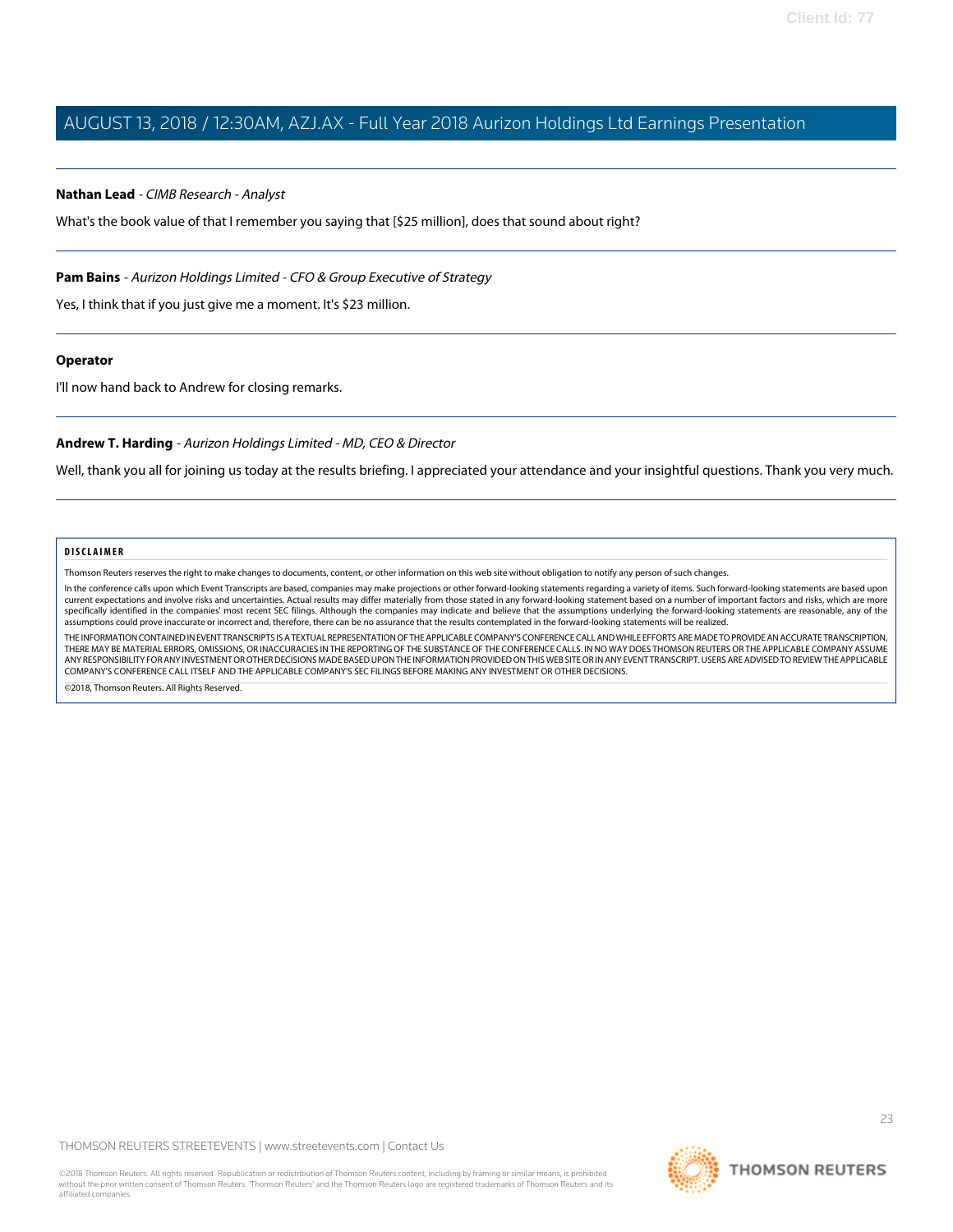**Nathan Lead** - *CIMB Research - Analyst*

What's the book value of that I remember you saying that [$25 million], does that sound about right?

---

**Pam Bains** - *Aurizon Holdings Limited - CFO & Group Executive of Strategy*

Yes, I think that if you just give me a moment. It's $23 million.

---

**Operator**

I'll now hand back to Andrew for closing remarks.

---

**Andrew T. Harding** - *Aurizon Holdings Limited - MD, CEO & Director*

Well, thank you all for joining us today at the results briefing. I appreciated your attendance and your insightful questions. Thank you very much.

---

**DISCLAIMER**

Thomson Reuters reserves the right to make changes to documents, content, or other information on this web site without obligation to notify any person of such changes.

In the conference calls upon which Event Transcripts are based, companies may make projections or other forward-looking statements regarding a variety of items. Such forward-looking statements are based upon current expectations and involve risks and uncertainties. Actual results may differ materially from those stated in any forward-looking statement based on a number of important factors and risks, which are more specifically identified in the companies' most recent SEC filings. Although the companies may indicate and believe that the assumptions underlying the forward-looking statements are reasonable, any of the assumptions could prove inaccurate or incorrect and, therefore, there can be no assurance that the results contemplated in the forward-looking statements will be realized.

THE INFORMATION CONTAINED IN EVENT TRANSCRIPTS IS A TEXTUAL REPRESENTATION OF THE APPLICABLE COMPANY'S CONFERENCE CALL AND WHILE EFFORTS ARE MADE TO PROVIDE AN ACCURATE TRANSCRIPTION, THERE MAY BE MATERIAL ERRORS, OMISSIONS, OR INACCURACIES IN THE REPORTING OF THE SUBSTANCE OF THE CONFERENCE CALLS. IN NO WAY DOES THOMSON REUTERS OR THE APPLICABLE COMPANY ASSUME ANY RESPONSIBILITY FOR ANY INVESTMENT OR OTHER DECISIONS MADE BASED UPON THE INFORMATION PROVIDED ON THIS WEB SITE OR IN ANY EVENT TRANSCRIPT. USERS ARE ADVISED TO REVIEW THE APPLICABLE COMPANY'S CONFERENCE CALL ITSELF AND THE APPLICABLE COMPANY'S SEC FILINGS BEFORE MAKING ANY INVESTMENT OR OTHER DECISIONS.

©2018, Thomson Reuters. All Rights Reserved.